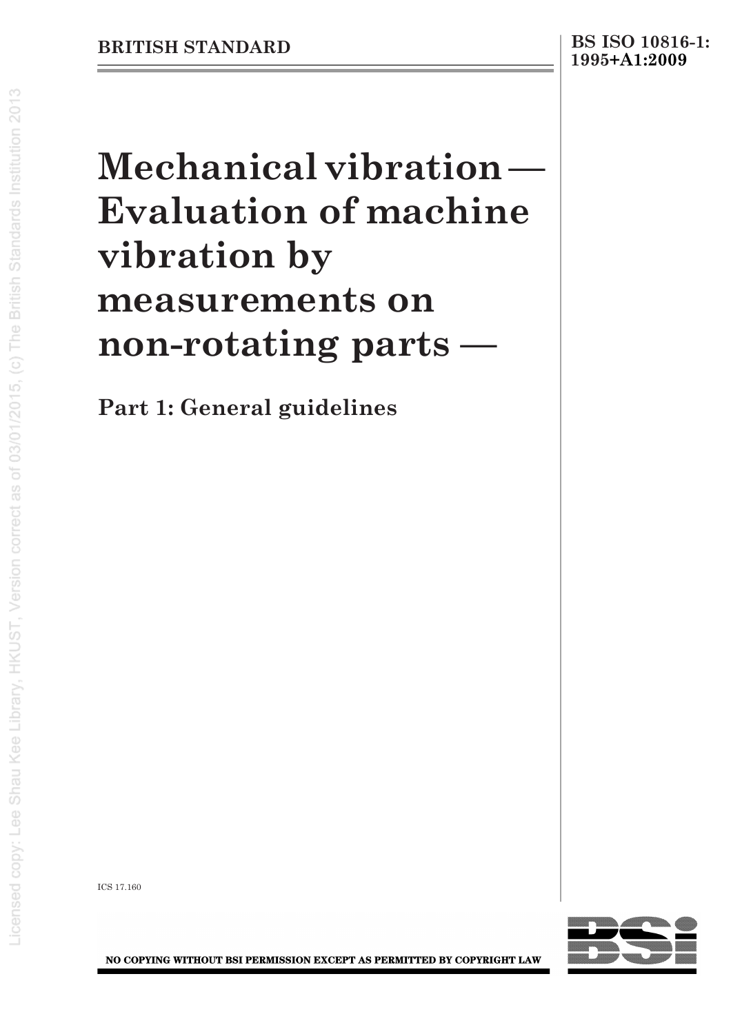BRITISH STANDARD

BS ISO 10816-1:
1995+A1:2009

# Mechanical vibration — Evaluation of machine vibration by measurements on non-rotating parts —

## Part 1: General guidelines

ICS 17.160

NO COPYING WITHOUT BSI PERMISSION EXCEPT AS PERMITTED BY COPYRIGHT LAW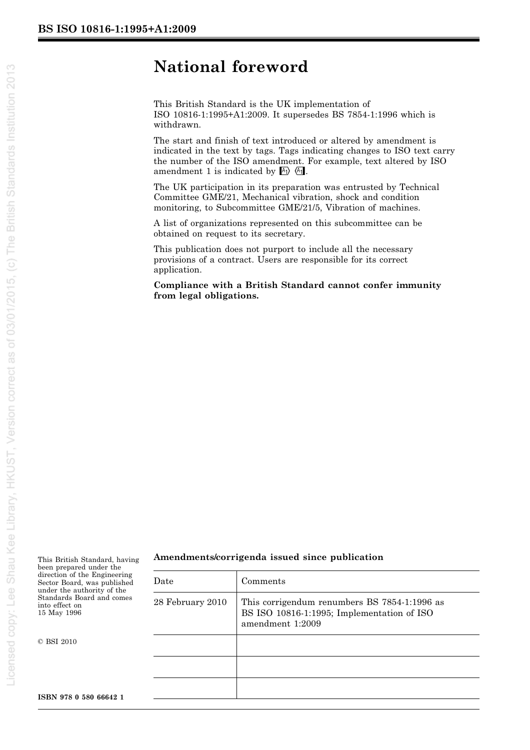# National foreword

This British Standard is the UK implementation of ISO 10816-1:1995+A1:2009. It supersedes BS 7854-1:1996 which is withdrawn.

The start and finish of text introduced or altered by amendment is indicated in the text by tags. Tags indicating changes to ISO text carry the number of the ISO amendment. For example, text altered by ISO amendment 1 is indicated by [A1) (A1].

The UK participation in its preparation was entrusted by Technical Committee GME/21, Mechanical vibration, shock and condition monitoring, to Subcommittee GME/21/5, Vibration of machines.

A list of organizations represented on this subcommittee can be obtained on request to its secretary.

This publication does not purport to include all the necessary provisions of a contract. Users are responsible for its correct application.

**Compliance with a British Standard cannot confer immunity from legal obligations.**

This British Standard, having been prepared under the direction of the Engineering Sector Board, was published under the authority of the Standards Board and comes into effect on 15 May 1996

© BSI 2010

**ISBN 978 0 580 66642 1**

**Amendments/corrigenda issued since publication**

| Date | Comments |
| --- | --- |
| 28 February 2010 | This corrigendum renumbers BS 7854-1:1996 as BS ISO 10816-1:1995; Implementation of ISO amendment 1:2009 |
| | |
| | |
| | |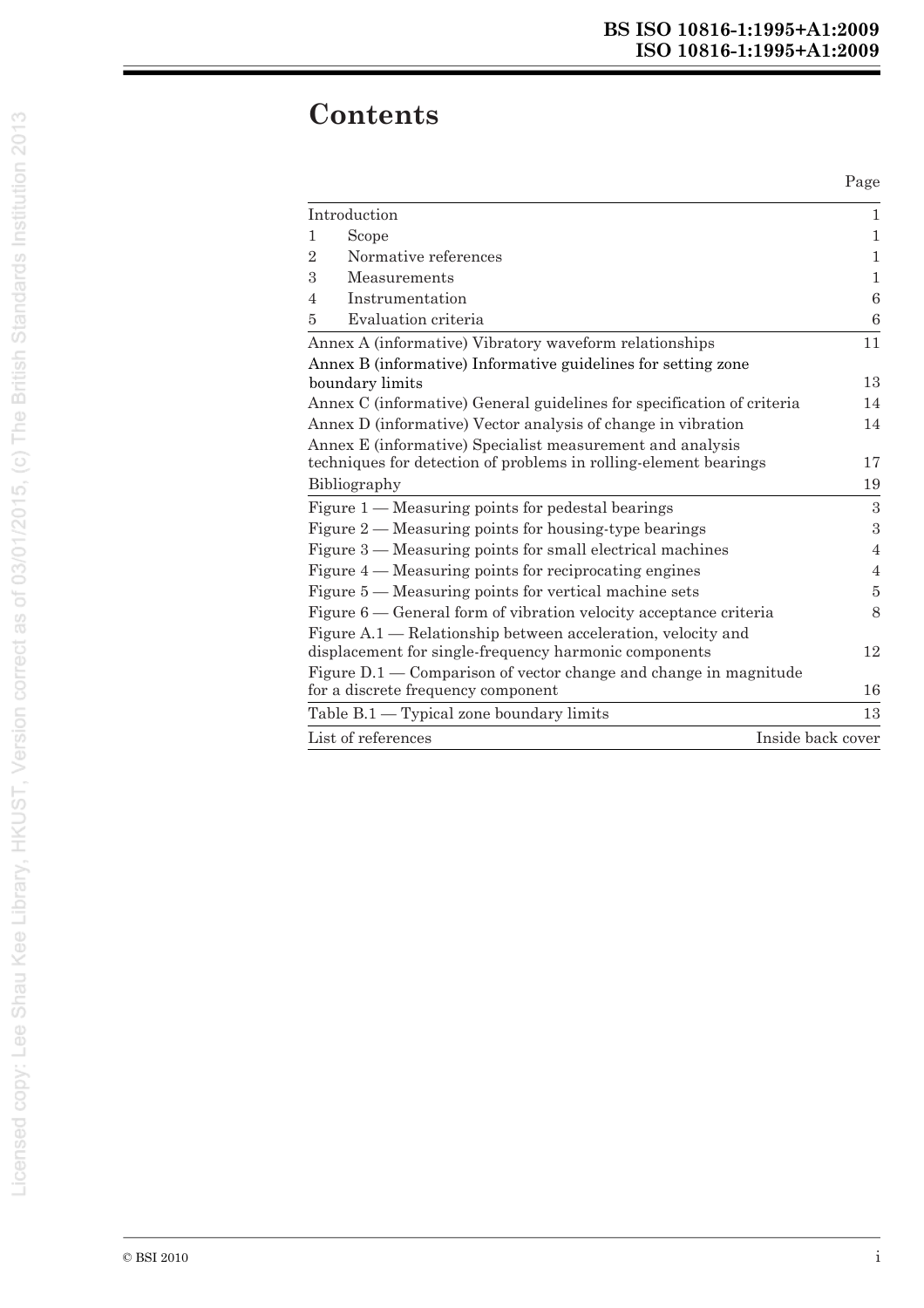# Contents

| | Page |
|---|---|
| Introduction | 1 |
| 1 Scope | 1 |
| 2 Normative references | 1 |
| 3 Measurements | 1 |
| 4 Instrumentation | 6 |
| 5 Evaluation criteria | 6 |
| Annex A (informative) Vibratory waveform relationships | 11 |
| Annex B (informative) Informative guidelines for setting zone boundary limits | 13 |
| Annex C (informative) General guidelines for specification of criteria | 14 |
| Annex D (informative) Vector analysis of change in vibration | 14 |
| Annex E (informative) Specialist measurement and analysis techniques for detection of problems in rolling-element bearings | 17 |
| Bibliography | 19 |
| Figure 1 — Measuring points for pedestal bearings | 3 |
| Figure 2 — Measuring points for housing-type bearings | 3 |
| Figure 3 — Measuring points for small electrical machines | 4 |
| Figure 4 — Measuring points for reciprocating engines | 4 |
| Figure 5 — Measuring points for vertical machine sets | 5 |
| Figure 6 — General form of vibration velocity acceptance criteria | 8 |
| Figure A.1 — Relationship between acceleration, velocity and displacement for single-frequency harmonic components | 12 |
| Figure D.1 — Comparison of vector change and change in magnitude for a discrete frequency component | 16 |
| Table B.1 — Typical zone boundary limits | 13 |
| List of references | Inside back cover |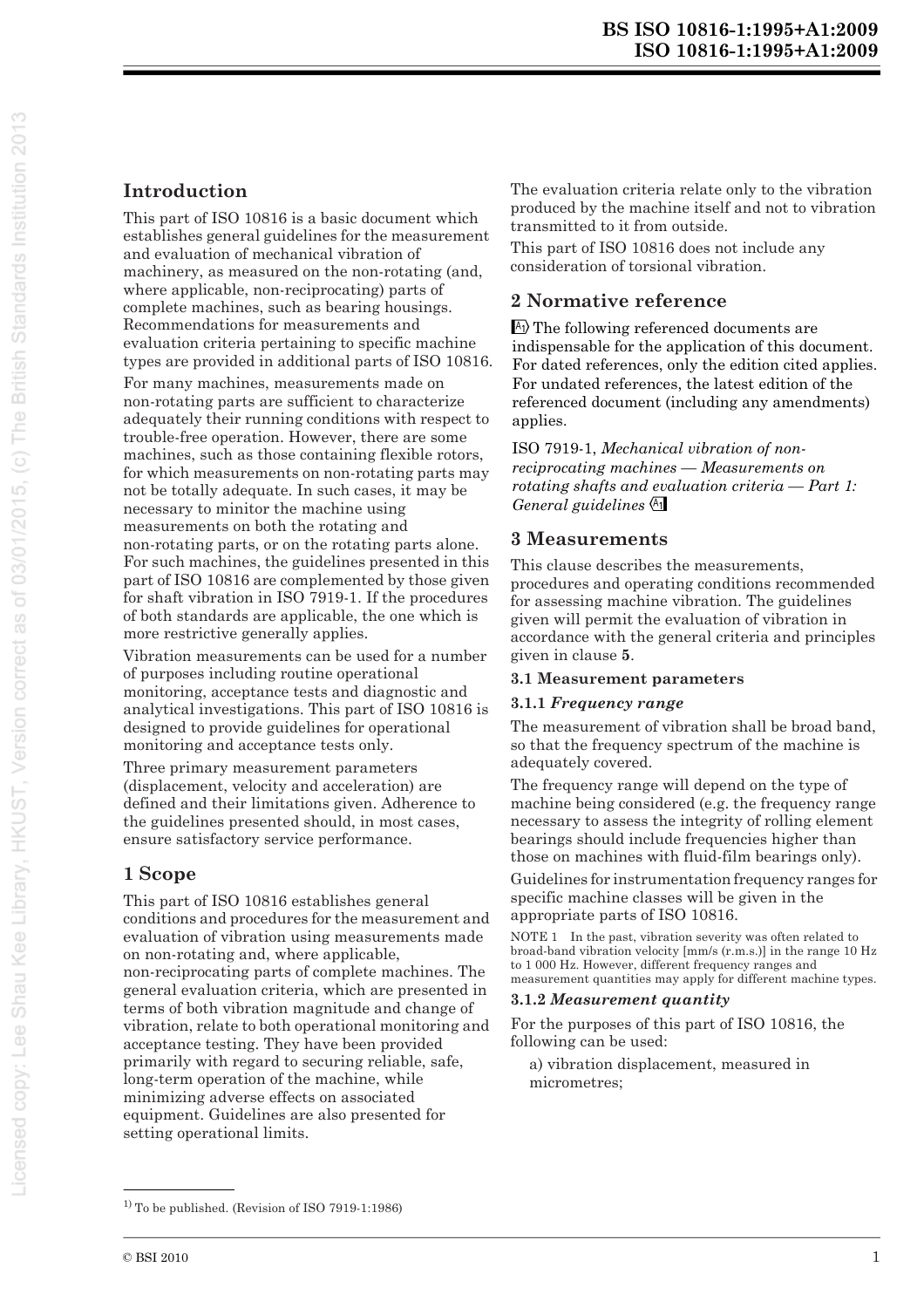## Introduction

This part of ISO 10816 is a basic document which establishes general guidelines for the measurement and evaluation of mechanical vibration of machinery, as measured on the non-rotating (and, where applicable, non-reciprocating) parts of complete machines, such as bearing housings. Recommendations for measurements and evaluation criteria pertaining to specific machine types are provided in additional parts of ISO 10816.

For many machines, measurements made on non-rotating parts are sufficient to characterize adequately their running conditions with respect to trouble-free operation. However, there are some machines, such as those containing flexible rotors, for which measurements on non-rotating parts may not be totally adequate. In such cases, it may be necessary to minitor the machine using measurements on both the rotating and non-rotating parts, or on the rotating parts alone. For such machines, the guidelines presented in this part of ISO 10816 are complemented by those given for shaft vibration in ISO 7919-1. If the procedures of both standards are applicable, the one which is more restrictive generally applies.

Vibration measurements can be used for a number of purposes including routine operational monitoring, acceptance tests and diagnostic and analytical investigations. This part of ISO 10816 is designed to provide guidelines for operational monitoring and acceptance tests only.

Three primary measurement parameters (displacement, velocity and acceleration) are defined and their limitations given. Adherence to the guidelines presented should, in most cases, ensure satisfactory service performance.

## 1 Scope

This part of ISO 10816 establishes general conditions and procedures for the measurement and evaluation of vibration using measurements made on non-rotating and, where applicable, non-reciprocating parts of complete machines. The general evaluation criteria, which are presented in terms of both vibration magnitude and change of vibration, relate to both operational monitoring and acceptance testing. They have been provided primarily with regard to securing reliable, safe, long-term operation of the machine, while minimizing adverse effects on associated equipment. Guidelines are also presented for setting operational limits.

The evaluation criteria relate only to the vibration produced by the machine itself and not to vibration transmitted to it from outside.

This part of ISO 10816 does not include any consideration of torsional vibration.

## 2 Normative reference

[A1] The following referenced documents are indispensable for the application of this document. For dated references, only the edition cited applies. For undated references, the latest edition of the referenced document (including any amendments) applies.

ISO 7919-1, *Mechanical vibration of non-reciprocating machines — Measurements on rotating shafts and evaluation criteria — Part 1: General guidelines* [A1]

## 3 Measurements

This clause describes the measurements, procedures and operating conditions recommended for assessing machine vibration. The guidelines given will permit the evaluation of vibration in accordance with the general criteria and principles given in clause **5**.

### 3.1 Measurement parameters

#### 3.1.1 *Frequency range*

The measurement of vibration shall be broad band, so that the frequency spectrum of the machine is adequately covered.

The frequency range will depend on the type of machine being considered (e.g. the frequency range necessary to assess the integrity of rolling element bearings should include frequencies higher than those on machines with fluid-film bearings only).

Guidelines for instrumentation frequency ranges for specific machine classes will be given in the appropriate parts of ISO 10816.

NOTE 1 In the past, vibration severity was often related to broad-band vibration velocity [mm/s (r.m.s.)] in the range 10 Hz to 1 000 Hz. However, different frequency ranges and measurement quantities may apply for different machine types.

#### 3.1.2 *Measurement quantity*

For the purposes of this part of ISO 10816, the following can be used:

a) vibration displacement, measured in micrometres;

[1] To be published. (Revision of ISO 7919-1:1986)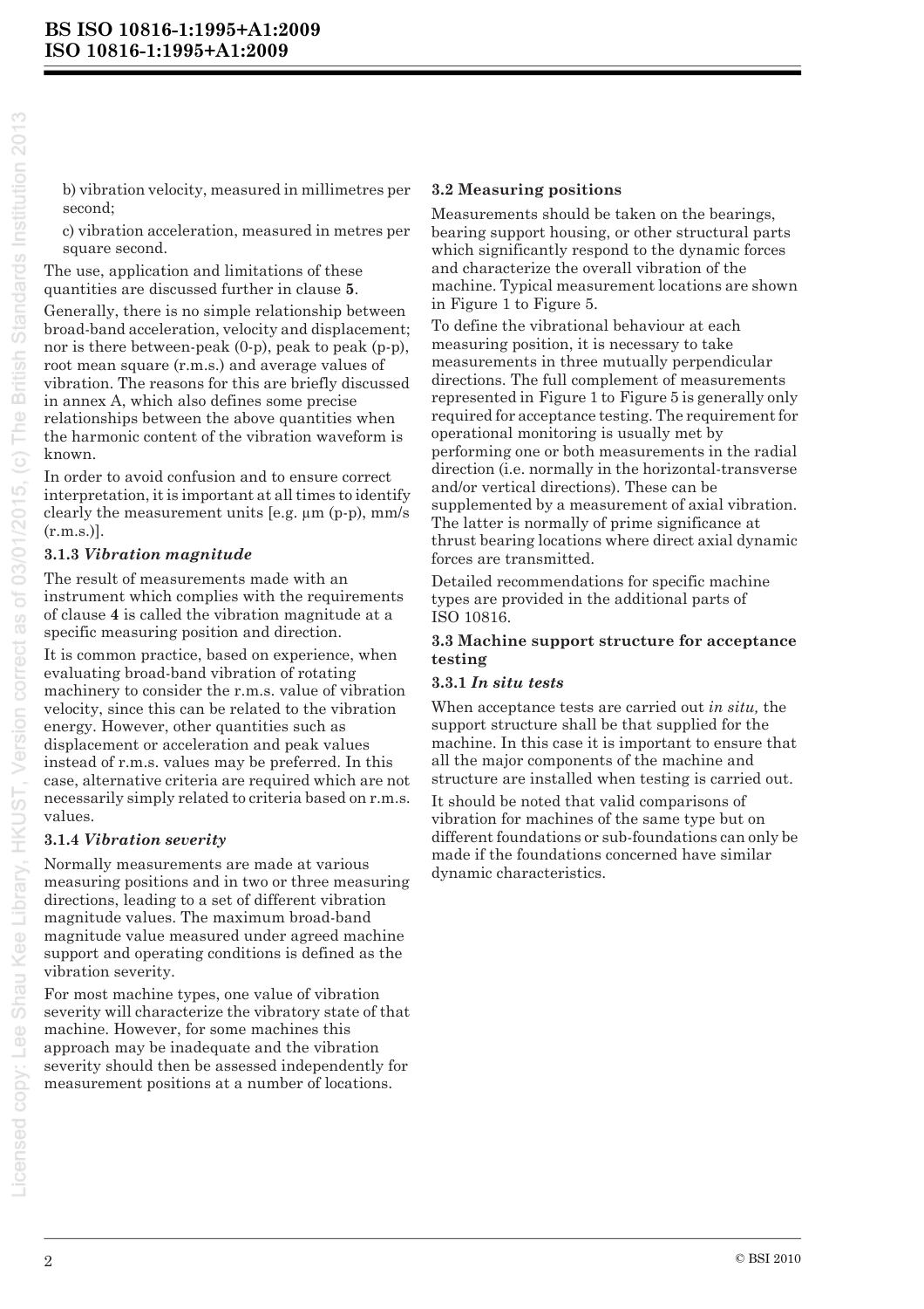b) vibration velocity, measured in millimetres per second;

c) vibration acceleration, measured in metres per square second.

The use, application and limitations of these quantities are discussed further in clause **5**.

Generally, there is no simple relationship between broad-band acceleration, velocity and displacement; nor is there between-peak (0-p), peak to peak (p-p), root mean square (r.m.s.) and average values of vibration. The reasons for this are briefly discussed in annex A, which also defines some precise relationships between the above quantities when the harmonic content of the vibration waveform is known.

In order to avoid confusion and to ensure correct interpretation, it is important at all times to identify clearly the measurement units [e.g. µm (p-p), mm/s (r.m.s.)].

### 3.1.3 *Vibration magnitude*

The result of measurements made with an instrument which complies with the requirements of clause **4** is called the vibration magnitude at a specific measuring position and direction.

It is common practice, based on experience, when evaluating broad-band vibration of rotating machinery to consider the r.m.s. value of vibration velocity, since this can be related to the vibration energy. However, other quantities such as displacement or acceleration and peak values instead of r.m.s. values may be preferred. In this case, alternative criteria are required which are not necessarily simply related to criteria based on r.m.s. values.

### 3.1.4 *Vibration severity*

Normally measurements are made at various measuring positions and in two or three measuring directions, leading to a set of different vibration magnitude values. The maximum broad-band magnitude value measured under agreed machine support and operating conditions is defined as the vibration severity.

For most machine types, one value of vibration severity will characterize the vibratory state of that machine. However, for some machines this approach may be inadequate and the vibration severity should then be assessed independently for measurement positions at a number of locations.

## 3.2 Measuring positions

Measurements should be taken on the bearings, bearing support housing, or other structural parts which significantly respond to the dynamic forces and characterize the overall vibration of the machine. Typical measurement locations are shown in Figure 1 to Figure 5.

To define the vibrational behaviour at each measuring position, it is necessary to take measurements in three mutually perpendicular directions. The full complement of measurements represented in Figure 1 to Figure 5 is generally only required for acceptance testing. The requirement for operational monitoring is usually met by performing one or both measurements in the radial direction (i.e. normally in the horizontal-transverse and/or vertical directions). These can be supplemented by a measurement of axial vibration. The latter is normally of prime significance at thrust bearing locations where direct axial dynamic forces are transmitted.

Detailed recommendations for specific machine types are provided in the additional parts of ISO 10816.

## 3.3 Machine support structure for acceptance testing

### 3.3.1 *In situ tests*

When acceptance tests are carried out *in situ,* the support structure shall be that supplied for the machine. In this case it is important to ensure that all the major components of the machine and structure are installed when testing is carried out.

It should be noted that valid comparisons of vibration for machines of the same type but on different foundations or sub-foundations can only be made if the foundations concerned have similar dynamic characteristics.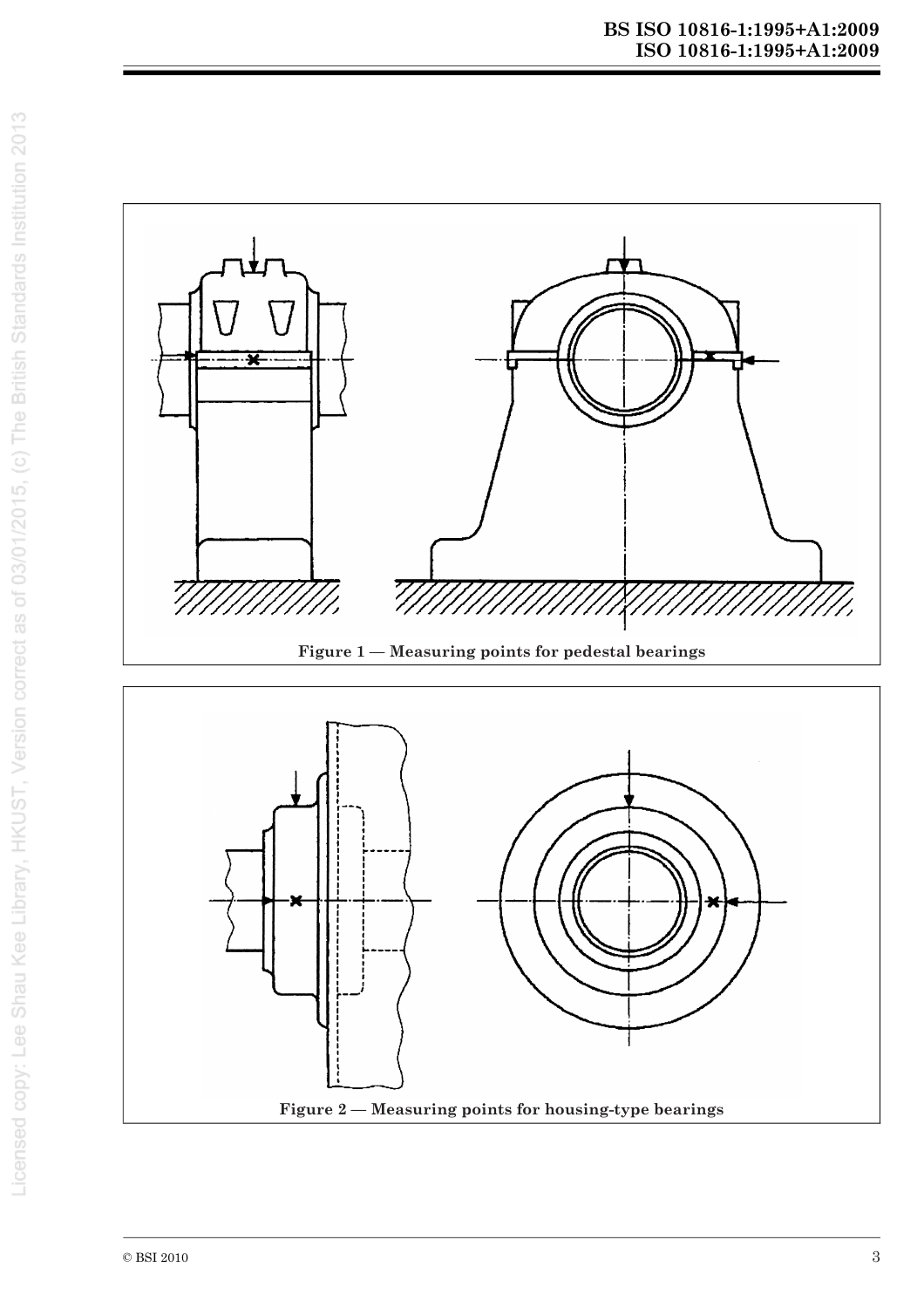Figure 1 — Measuring points for pedestal bearings

Figure 2 — Measuring points for housing-type bearings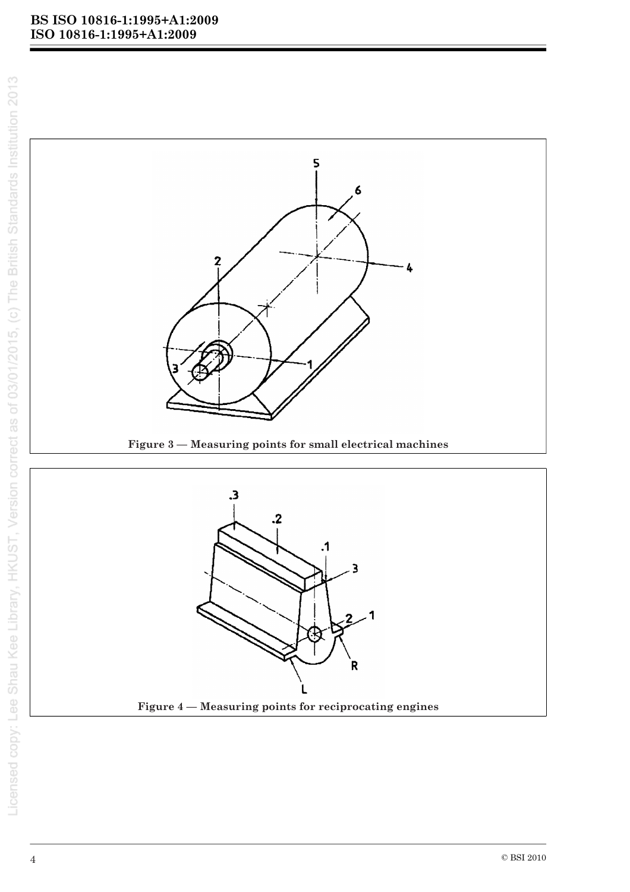Figure 3 — Measuring points for small electrical machines

Figure 4 — Measuring points for reciprocating engines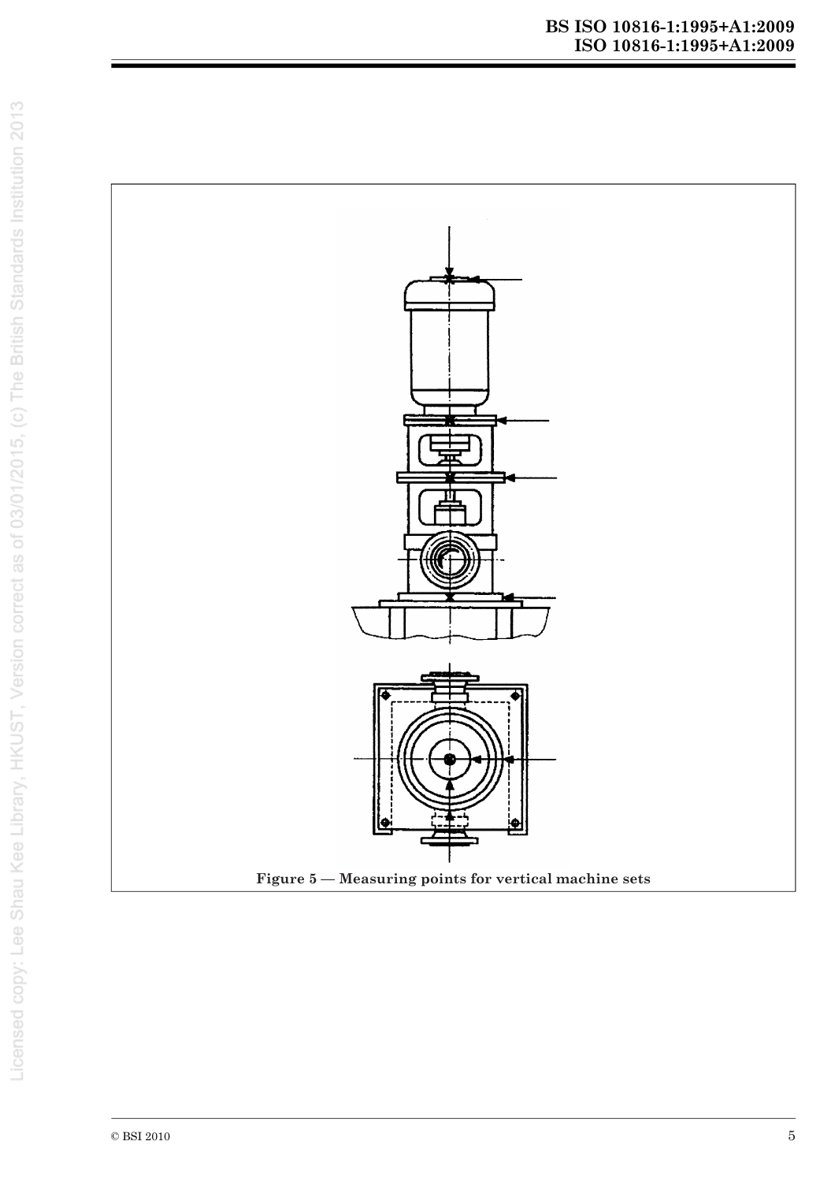**Figure 5 — Measuring points for vertical machine sets**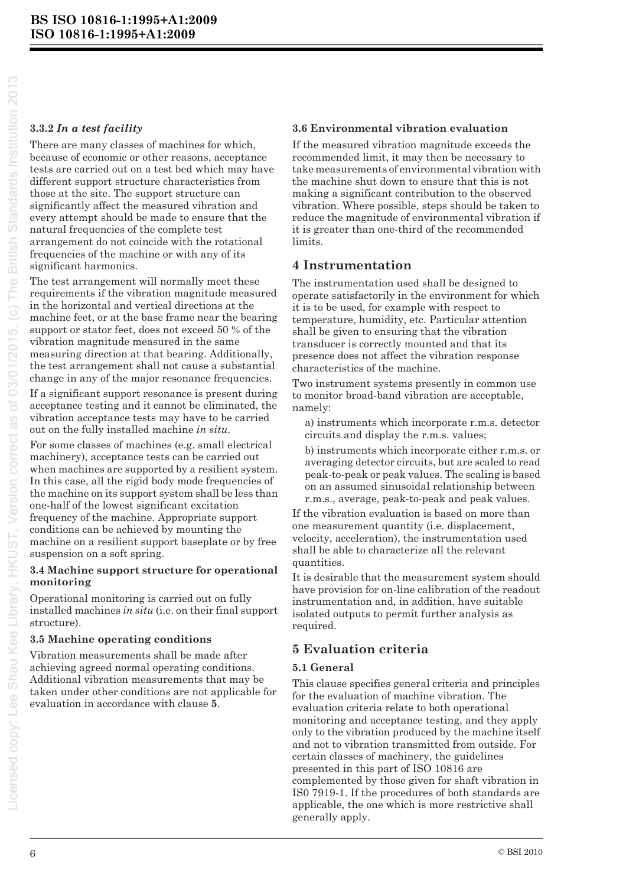#### 3.3.2 *In a test facility*

There are many classes of machines for which, because of economic or other reasons, acceptance tests are carried out on a test bed which may have different support structure characteristics from those at the site. The support structure can significantly affect the measured vibration and every attempt should be made to ensure that the natural frequencies of the complete test arrangement do not coincide with the rotational frequencies of the machine or with any of its significant harmonics.

The test arrangement will normally meet these requirements if the vibration magnitude measured in the horizontal and vertical directions at the machine feet, or at the base frame near the bearing support or stator feet, does not exceed 50 % of the vibration magnitude measured in the same measuring direction at that bearing. Additionally, the test arrangement shall not cause a substantial change in any of the major resonance frequencies.

If a significant support resonance is present during acceptance testing and it cannot be eliminated, the vibration acceptance tests may have to be carried out on the fully installed machine *in situ*.

For some classes of machines (e.g. small electrical machinery), acceptance tests can be carried out when machines are supported by a resilient system. In this case, all the rigid body mode frequencies of the machine on its support system shall be less than one-half of the lowest significant excitation frequency of the machine. Appropriate support conditions can be achieved by mounting the machine on a resilient support baseplate or by free suspension on a soft spring.

### 3.4 Machine support structure for operational monitoring

Operational monitoring is carried out on fully installed machines *in situ* (i.e. on their final support structure).

### 3.5 Machine operating conditions

Vibration measurements shall be made after achieving agreed normal operating conditions. Additional vibration measurements that may be taken under other conditions are not applicable for evaluation in accordance with clause **5**.

### 3.6 Environmental vibration evaluation

If the measured vibration magnitude exceeds the recommended limit, it may then be necessary to take measurements of environmental vibration with the machine shut down to ensure that this is not making a significant contribution to the observed vibration. Where possible, steps should be taken to reduce the magnitude of environmental vibration if it is greater than one-third of the recommended limits.

## 4 Instrumentation

The instrumentation used shall be designed to operate satisfactorily in the environment for which it is to be used, for example with respect to temperature, humidity, etc. Particular attention shall be given to ensuring that the vibration transducer is correctly mounted and that its presence does not affect the vibration response characteristics of the machine.

Two instrument systems presently in common use to monitor broad-band vibration are acceptable, namely:

a) instruments which incorporate r.m.s. detector circuits and display the r.m.s. values;

b) instruments which incorporate either r.m.s. or averaging detector circuits, but are scaled to read peak-to-peak or peak values. The scaling is based on an assumed sinusoidal relationship between r.m.s., average, peak-to-peak and peak values.

If the vibration evaluation is based on more than one measurement quantity (i.e. displacement, velocity, acceleration), the instrumentation used shall be able to characterize all the relevant quantities.

It is desirable that the measurement system should have provision for on-line calibration of the readout instrumentation and, in addition, have suitable isolated outputs to permit further analysis as required.

## 5 Evaluation criteria

### 5.1 General

This clause specifies general criteria and principles for the evaluation of machine vibration. The evaluation criteria relate to both operational monitoring and acceptance testing, and they apply only to the vibration produced by the machine itself and not to vibration transmitted from outside. For certain classes of machinery, the guidelines presented in this part of ISO 10816 are complemented by those given for shaft vibration in IS0 7919-1. If the procedures of both standards are applicable, the one which is more restrictive shall generally apply.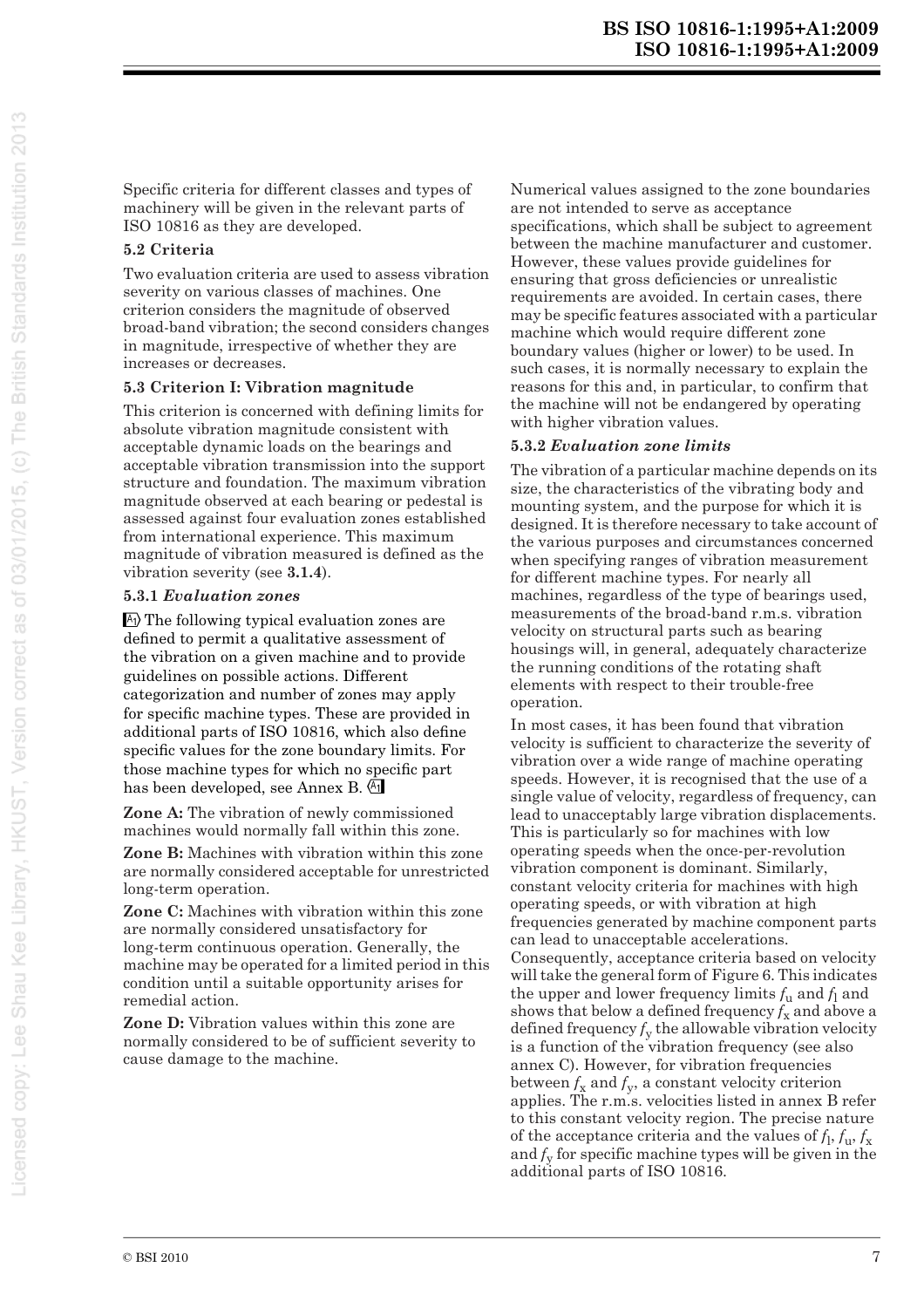Specific criteria for different classes and types of machinery will be given in the relevant parts of ISO 10816 as they are developed.

### 5.2 Criteria

Two evaluation criteria are used to assess vibration severity on various classes of machines. One criterion considers the magnitude of observed broad-band vibration; the second considers changes in magnitude, irrespective of whether they are increases or decreases.

### 5.3 Criterion I: Vibration magnitude

This criterion is concerned with defining limits for absolute vibration magnitude consistent with acceptable dynamic loads on the bearings and acceptable vibration transmission into the support structure and foundation. The maximum vibration magnitude observed at each bearing or pedestal is assessed against four evaluation zones established from international experience. This maximum magnitude of vibration measured is defined as the vibration severity (see **3.1.4**).

#### 5.3.1 *Evaluation zones*

[A1) The following typical evaluation zones are defined to permit a qualitative assessment of the vibration on a given machine and to provide guidelines on possible actions. Different categorization and number of zones may apply for specific machine types. These are provided in additional parts of ISO 10816, which also define specific values for the zone boundary limits. For those machine types for which no specific part has been developed, see Annex B. (A1]

**Zone A:** The vibration of newly commissioned machines would normally fall within this zone.

**Zone B:** Machines with vibration within this zone are normally considered acceptable for unrestricted long-term operation.

**Zone C:** Machines with vibration within this zone are normally considered unsatisfactory for long-term continuous operation. Generally, the machine may be operated for a limited period in this condition until a suitable opportunity arises for remedial action.

**Zone D:** Vibration values within this zone are normally considered to be of sufficient severity to cause damage to the machine.

Numerical values assigned to the zone boundaries are not intended to serve as acceptance specifications, which shall be subject to agreement between the machine manufacturer and customer. However, these values provide guidelines for ensuring that gross deficiencies or unrealistic requirements are avoided. In certain cases, there may be specific features associated with a particular machine which would require different zone boundary values (higher or lower) to be used. In such cases, it is normally necessary to explain the reasons for this and, in particular, to confirm that the machine will not be endangered by operating with higher vibration values.

#### 5.3.2 *Evaluation zone limits*

The vibration of a particular machine depends on its size, the characteristics of the vibrating body and mounting system, and the purpose for which it is designed. It is therefore necessary to take account of the various purposes and circumstances concerned when specifying ranges of vibration measurement for different machine types. For nearly all machines, regardless of the type of bearings used, measurements of the broad-band r.m.s. vibration velocity on structural parts such as bearing housings will, in general, adequately characterize the running conditions of the rotating shaft elements with respect to their trouble-free operation.

In most cases, it has been found that vibration velocity is sufficient to characterize the severity of vibration over a wide range of machine operating speeds. However, it is recognised that the use of a single value of velocity, regardless of frequency, can lead to unacceptably large vibration displacements. This is particularly so for machines with low operating speeds when the once-per-revolution vibration component is dominant. Similarly, constant velocity criteria for machines with high operating speeds, or with vibration at high frequencies generated by machine component parts can lead to unacceptable accelerations. Consequently, acceptance criteria based on velocity will take the general form of Figure 6. This indicates the upper and lower frequency limits $f_u$ and $f_l$ and shows that below a defined frequency $f_x$ and above a defined frequency $f_y$ the allowable vibration velocity is a function of the vibration frequency (see also annex C). However, for vibration frequencies between $f_x$ and $f_y$, a constant velocity criterion applies. The r.m.s. velocities listed in annex B refer to this constant velocity region. The precise nature of the acceptance criteria and the values of $f_l$, $f_u$, $f_x$ and $f_y$ for specific machine types will be given in the additional parts of ISO 10816.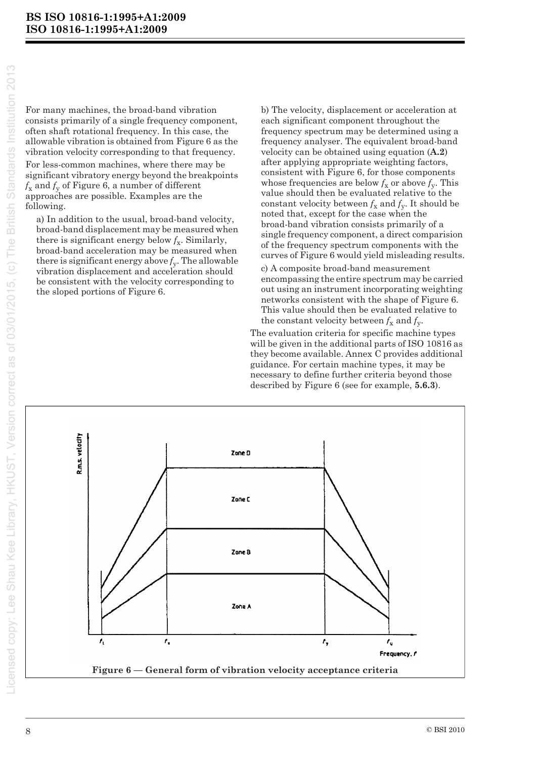For many machines, the broad-band vibration consists primarily of a single frequency component, often shaft rotational frequency. In this case, the allowable vibration is obtained from Figure 6 as the vibration velocity corresponding to that frequency.

For less-common machines, where there may be significant vibratory energy beyond the breakpoints $f_x$ and $f_y$ of Figure 6, a number of different approaches are possible. Examples are the following.

a) In addition to the usual, broad-band velocity, broad-band displacement may be measured when there is significant energy below $f_x$. Similarly, broad-band acceleration may be measured when there is significant energy above $f_y$. The allowable vibration displacement and acceleration should be consistent with the velocity corresponding to the sloped portions of Figure 6.

b) The velocity, displacement or acceleration at each significant component throughout the frequency spectrum may be determined using a frequency analyser. The equivalent broad-band velocity can be obtained using equation (**A.2**) after applying appropriate weighting factors, consistent with Figure 6, for those components whose frequencies are below $f_x$ or above $f_y$. This value should then be evaluated relative to the constant velocity between $f_x$ and $f_y$. It should be noted that, except for the case when the broad-band vibration consists primarily of a single frequency component, a direct comparision of the frequency spectrum components with the curves of Figure 6 would yield misleading results.

c) A composite broad-band measurement encompassing the entire spectrum may be carried out using an instrument incorporating weighting networks consistent with the shape of Figure 6. This value should then be evaluated relative to the constant velocity between $f_x$ and $f_y$.

The evaluation criteria for specific machine types will be given in the additional parts of ISO 10816 as they become available. Annex C provides additional guidance. For certain machine types, it may be necessary to define further criteria beyond those described by Figure 6 (see for example, **5.6.3**).

**Figure 6 — General form of vibration velocity acceptance criteria**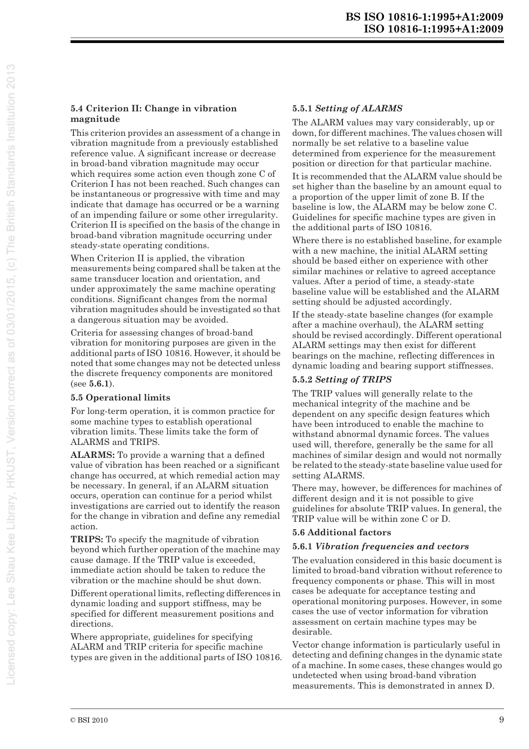### 5.4 Criterion II: Change in vibration magnitude

This criterion provides an assessment of a change in vibration magnitude from a previously established reference value. A significant increase or decrease in broad-band vibration magnitude may occur which requires some action even though zone C of Criterion I has not been reached. Such changes can be instantaneous or progressive with time and may indicate that damage has occurred or be a warning of an impending failure or some other irregularity. Criterion II is specified on the basis of the change in broad-band vibration magnitude occurring under steady-state operating conditions.

When Criterion II is applied, the vibration measurements being compared shall be taken at the same transducer location and orientation, and under approximately the same machine operating conditions. Significant changes from the normal vibration magnitudes should be investigated so that a dangerous situation may be avoided.

Criteria for assessing changes of broad-band vibration for monitoring purposes are given in the additional parts of ISO 10816. However, it should be noted that some changes may not be detected unless the discrete frequency components are monitored (see **5.6.1**).

### 5.5 Operational limits

For long-term operation, it is common practice for some machine types to establish operational vibration limits. These limits take the form of ALARMS and TRIPS.

**ALARMS:** To provide a warning that a defined value of vibration has been reached or a significant change has occurred, at which remedial action may be necessary. In general, if an ALARM situation occurs, operation can continue for a period whilst investigations are carried out to identify the reason for the change in vibration and define any remedial action.

**TRIPS:** To specify the magnitude of vibration beyond which further operation of the machine may cause damage. If the TRIP value is exceeded, immediate action should be taken to reduce the vibration or the machine should be shut down.

Different operational limits, reflecting differences in dynamic loading and support stiffness, may be specified for different measurement positions and directions.

Where appropriate, guidelines for specifying ALARM and TRIP criteria for specific machine types are given in the additional parts of ISO 10816.

#### 5.5.1 *Setting of ALARMS*

The ALARM values may vary considerably, up or down, for different machines. The values chosen will normally be set relative to a baseline value determined from experience for the measurement position or direction for that particular machine.

It is recommended that the ALARM value should be set higher than the baseline by an amount equal to a proportion of the upper limit of zone B. If the baseline is low, the ALARM may be below zone C. Guidelines for specific machine types are given in the additional parts of ISO 10816.

Where there is no established baseline, for example with a new machine, the initial ALARM setting should be based either on experience with other similar machines or relative to agreed acceptance values. After a period of time, a steady-state baseline value will be established and the ALARM setting should be adjusted accordingly.

If the steady-state baseline changes (for example after a machine overhaul), the ALARM setting should be revised accordingly. Different operational ALARM settings may then exist for different bearings on the machine, reflecting differences in dynamic loading and bearing support stiffnesses.

#### 5.5.2 *Setting of TRIPS*

The TRIP values will generally relate to the mechanical integrity of the machine and be dependent on any specific design features which have been introduced to enable the machine to withstand abnormal dynamic forces. The values used will, therefore, generally be the same for all machines of similar design and would not normally be related to the steady-state baseline value used for setting ALARMS.

There may, however, be differences for machines of different design and it is not possible to give guidelines for absolute TRIP values. In general, the TRIP value will be within zone C or D.

### 5.6 Additional factors

#### 5.6.1 *Vibration frequencies and vectors*

The evaluation considered in this basic document is limited to broad-band vibration without reference to frequency components or phase. This will in most cases be adequate for acceptance testing and operational monitoring purposes. However, in some cases the use of vector information for vibration assessment on certain machine types may be desirable.

Vector change information is particularly useful in detecting and defining changes in the dynamic state of a machine. In some cases, these changes would go undetected when using broad-band vibration measurements. This is demonstrated in annex D.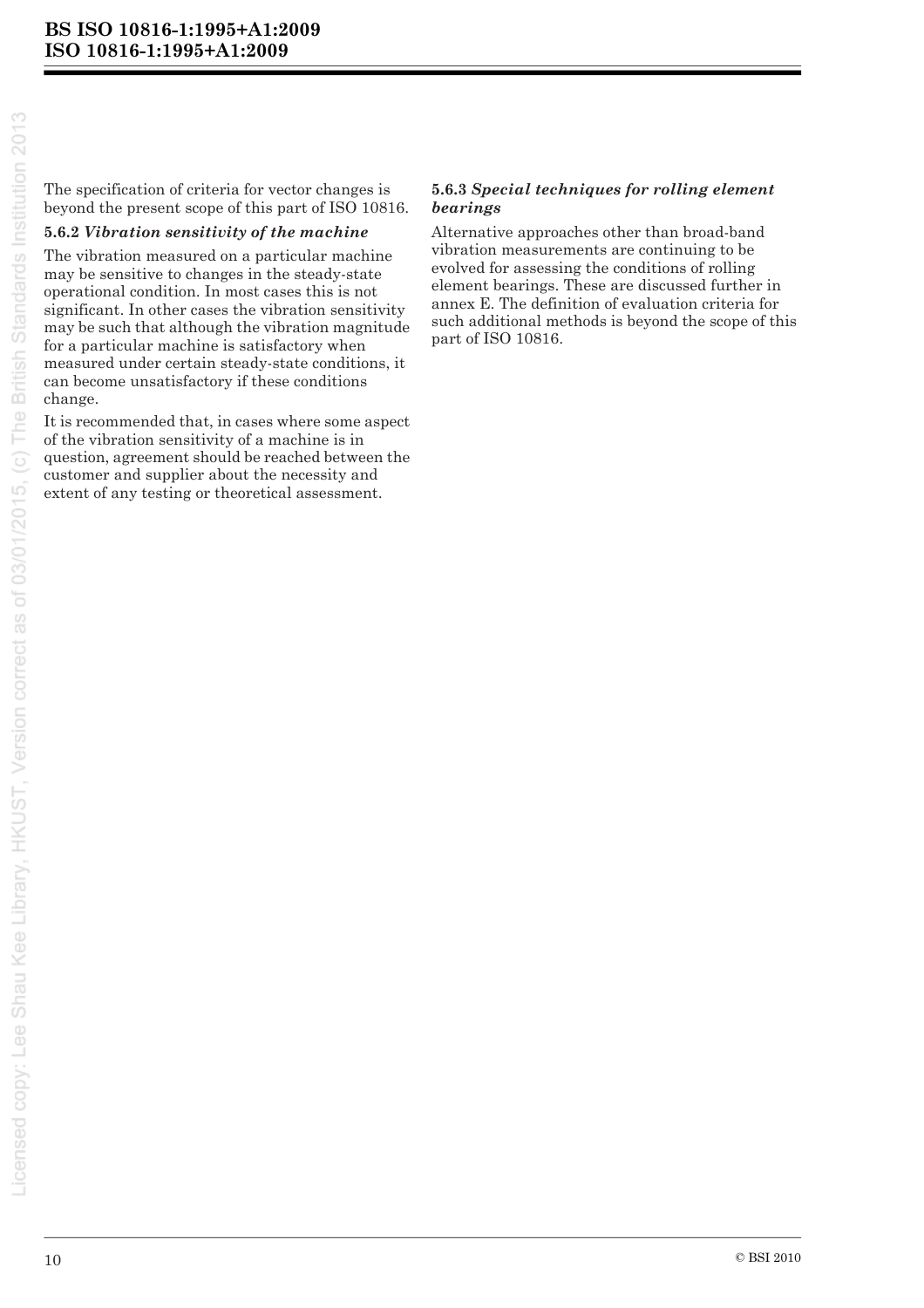The specification of criteria for vector changes is beyond the present scope of this part of ISO 10816.

#### 5.6.2 *Vibration sensitivity of the machine*

The vibration measured on a particular machine may be sensitive to changes in the steady-state operational condition. In most cases this is not significant. In other cases the vibration sensitivity may be such that although the vibration magnitude for a particular machine is satisfactory when measured under certain steady-state conditions, it can become unsatisfactory if these conditions change.

It is recommended that, in cases where some aspect of the vibration sensitivity of a machine is in question, agreement should be reached between the customer and supplier about the necessity and extent of any testing or theoretical assessment.

#### 5.6.3 *Special techniques for rolling element bearings*

Alternative approaches other than broad-band vibration measurements are continuing to be evolved for assessing the conditions of rolling element bearings. These are discussed further in annex E. The definition of evaluation criteria for such additional methods is beyond the scope of this part of ISO 10816.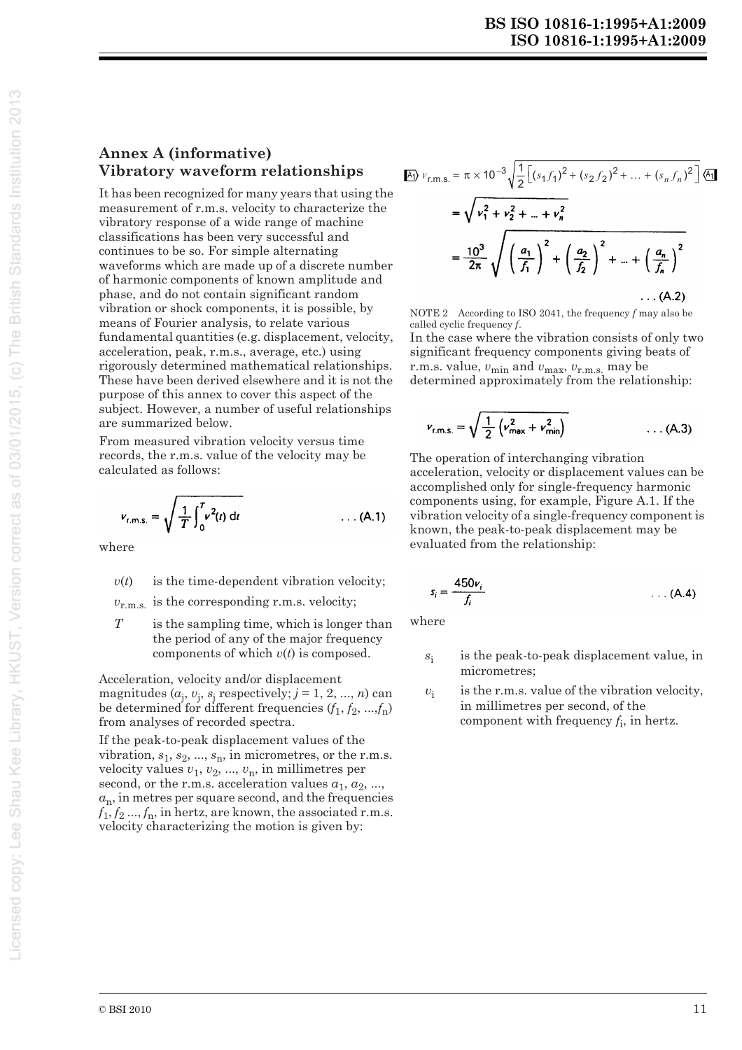## Annex A (informative) Vibratory waveform relationships

It has been recognized for many years that using the measurement of r.m.s. velocity to characterize the vibratory response of a wide range of machine classifications has been very successful and continues to be so. For simple alternating waveforms which are made up of a discrete number of harmonic components of known amplitude and phase, and do not contain significant random vibration or shock components, it is possible, by means of Fourier analysis, to relate various fundamental quantities (e.g. displacement, velocity, acceleration, peak, r.m.s., average, etc.) using rigorously determined mathematical relationships. These have been derived elsewhere and it is not the purpose of this annex to cover this aspect of the subject. However, a number of useful relationships are summarized below.

From measured vibration velocity versus time records, the r.m.s. value of the velocity may be calculated as follows:

$$v_{\text{r.m.s.}} = \sqrt{\frac{1}{T}\int_0^T v^2(t)\,\mathrm{d}t} \qquad \ldots \text{(A.1)}$$

where

- $v(t)$ is the time-dependent vibration velocity;
- $v_{\text{r.m.s.}}$ is the corresponding r.m.s. velocity;
- $T$ is the sampling time, which is longer than the period of any of the major frequency components of which $v(t)$ is composed.

Acceleration, velocity and/or displacement magnitudes ($a_j$, $v_j$, $s_j$ respectively; $j = 1, 2, ..., n$) can be determined for different frequencies ($f_1, f_2, ..., f_n$) from analyses of recorded spectra.

If the peak-to-peak displacement values of the vibration, $s_1, s_2, ..., s_n$, in micrometres, or the r.m.s. velocity values $v_1, v_2, ..., v_n$, in millimetres per second, or the r.m.s. acceleration values $a_1, a_2, ..., a_n$, in metres per square second, and the frequencies $f_1, f_2 ..., f_n$, in hertz, are known, the associated r.m.s. velocity characterizing the motion is given by:

$$\text{[A1)} \; v_{\text{r.m.s.}} = \pi \times 10^{-3}\sqrt{\frac{1}{2}\left[(s_1 f_1)^2 + (s_2 f_2)^2 + \ldots + (s_n f_n)^2\right]} \; \text{(A1]}$$

$$= \sqrt{v_1^2 + v_2^2 + \ldots + v_n^2}$$

$$= \frac{10^3}{2\pi}\sqrt{\left(\frac{a_1}{f_1}\right)^2 + \left(\frac{a_2}{f_2}\right)^2 + \ldots + \left(\frac{a_n}{f_n}\right)^2} \qquad \ldots \text{(A.2)}$$

NOTE 2 According to ISO 2041, the frequency *f* may also be called cyclic frequency *f*.

In the case where the vibration consists of only two significant frequency components giving beats of r.m.s. value, $v_{\text{min}}$ and $v_{\text{max}}$, $v_{\text{r.m.s.}}$ may be determined approximately from the relationship:

$$v_{\text{r.m.s.}} = \sqrt{\frac{1}{2}\left(v_{\text{max}}^2 + v_{\text{min}}^2\right)} \qquad \ldots \text{(A.3)}$$

The operation of interchanging vibration acceleration, velocity or displacement values can be accomplished only for single-frequency harmonic components using, for example, Figure A.1. If the vibration velocity of a single-frequency component is known, the peak-to-peak displacement may be evaluated from the relationship:

$$s_i = \frac{450 v_i}{f_i} \qquad \ldots \text{(A.4)}$$

where

- $s_i$ is the peak-to-peak displacement value, in micrometres;
- $v_i$ is the r.m.s. value of the vibration velocity, in millimetres per second, of the component with frequency $f_i$, in hertz.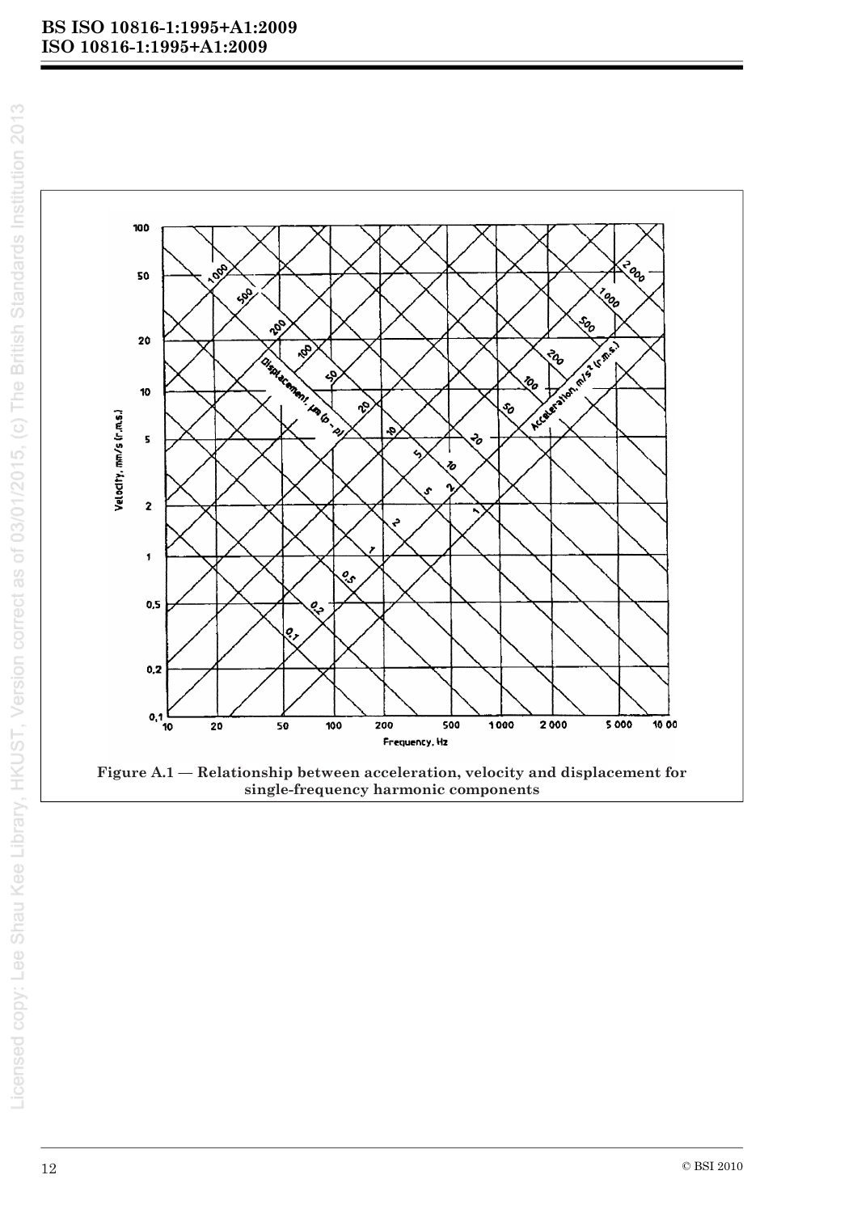**Figure A.1 — Relationship between acceleration, velocity and displacement for single-frequency harmonic components**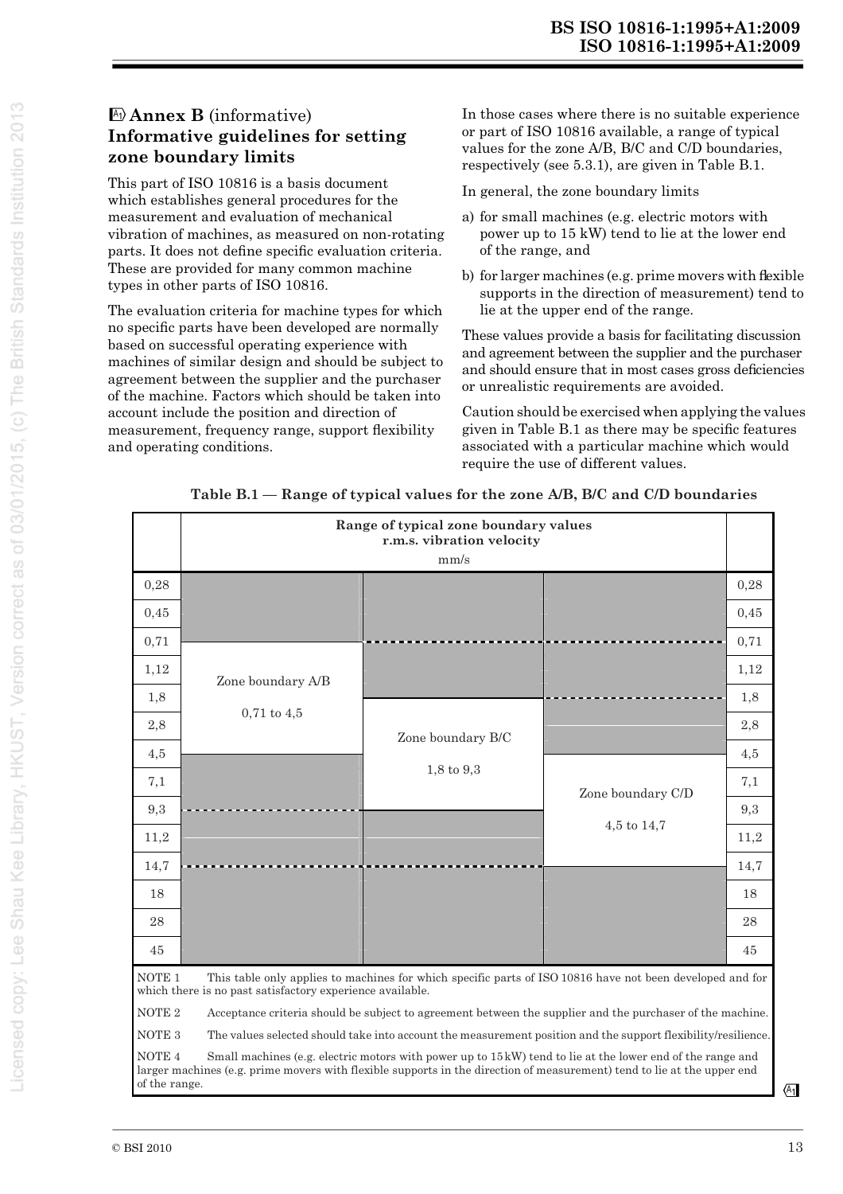## A1 Annex B (informative) Informative guidelines for setting zone boundary limits

This part of ISO 10816 is a basis document which establishes general procedures for the measurement and evaluation of mechanical vibration of machines, as measured on non-rotating parts. It does not define specific evaluation criteria. These are provided for many common machine types in other parts of ISO 10816.

The evaluation criteria for machine types for which no specific parts have been developed are normally based on successful operating experience with machines of similar design and should be subject to agreement between the supplier and the purchaser of the machine. Factors which should be taken into account include the position and direction of measurement, frequency range, support flexibility and operating conditions.

In those cases where there is no suitable experience or part of ISO 10816 available, a range of typical values for the zone A/B, B/C and C/D boundaries, respectively (see 5.3.1), are given in Table B.1.

In general, the zone boundary limits

a) for small machines (e.g. electric motors with power up to 15 kW) tend to lie at the lower end of the range, and

b) for larger machines (e.g. prime movers with flexible supports in the direction of measurement) tend to lie at the upper end of the range.

These values provide a basis for facilitating discussion and agreement between the supplier and the purchaser and should ensure that in most cases gross deficiencies or unrealistic requirements are avoided.

Caution should be exercised when applying the values given in Table B.1 as there may be specific features associated with a particular machine which would require the use of different values.

**Table B.1 — Range of typical values for the zone A/B, B/C and C/D boundaries**

| r.m.s. vibration velocity (mm/s) | Zone boundary A/B | Zone boundary B/C | Zone boundary C/D |
|---|---|---|---|
| 0,28 | | | |
| 0,45 | | | |
| 0,71 | 0,71 to 4,5 | | |
| 1,12 | 0,71 to 4,5 | | |
| 1,8 | 0,71 to 4,5 | 1,8 to 9,3 | |
| 2,8 | 0,71 to 4,5 | 1,8 to 9,3 | |
| 4,5 | | 1,8 to 9,3 | 4,5 to 14,7 |
| 7,1 | | 1,8 to 9,3 | 4,5 to 14,7 |
| 9,3 | | | 4,5 to 14,7 |
| 11,2 | | | 4,5 to 14,7 |
| 14,7 | | | |
| 18 | | | |
| 28 | | | |
| 45 | | | |

NOTE 1 This table only applies to machines for which specific parts of ISO 10816 have not been developed and for which there is no past satisfactory experience available.

NOTE 2 Acceptance criteria should be subject to agreement between the supplier and the purchaser of the machine.

NOTE 3 The values selected should take into account the measurement position and the support flexibility/resilience.

NOTE 4 Small machines (e.g. electric motors with power up to 15 kW) tend to lie at the lower end of the range and larger machines (e.g. prime movers with flexible supports in the direction of measurement) tend to lie at the upper end of the range. A1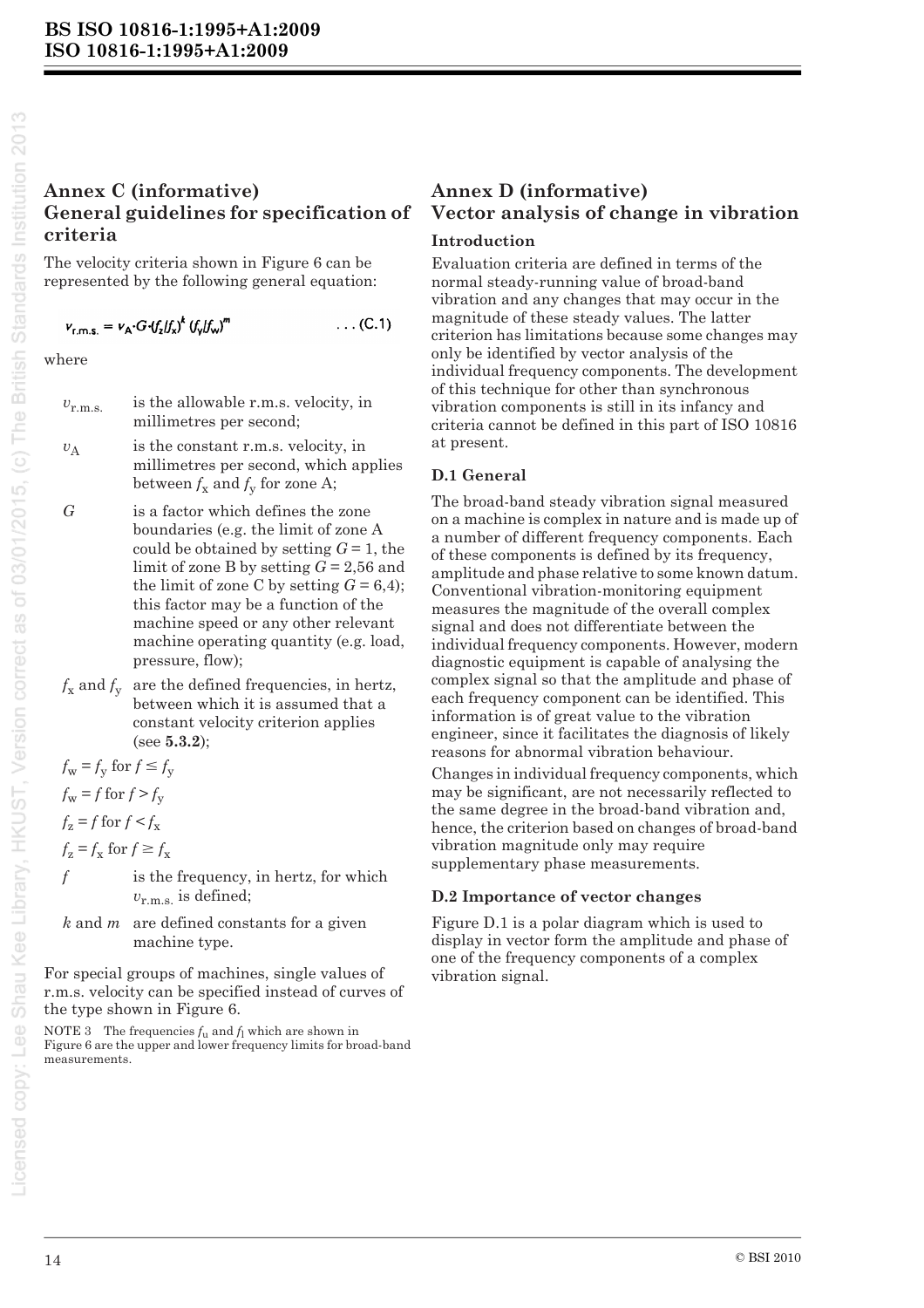## Annex C (informative) General guidelines for specification of criteria

The velocity criteria shown in Figure 6 can be represented by the following general equation:

$$v_{\text{r.m.s.}} = v_A \cdot G \cdot (f_z/f_x)^k \, (f_y/f_w)^m \qquad \dots \text{(C.1)}$$

where

- $v_{\text{r.m.s.}}$ is the allowable r.m.s. velocity, in millimetres per second;
- $v_A$ is the constant r.m.s. velocity, in millimetres per second, which applies between $f_x$ and $f_y$ for zone A;
- $G$ is a factor which defines the zone boundaries (e.g. the limit of zone A could be obtained by setting $G = 1$, the limit of zone B by setting $G = 2{,}56$ and the limit of zone C by setting $G = 6{,}4$); this factor may be a function of the machine speed or any other relevant machine operating quantity (e.g. load, pressure, flow);
- $f_x$ and $f_y$ are the defined frequencies, in hertz, between which it is assumed that a constant velocity criterion applies (see **5.3.2**);
- $f_w = f_y$ for $f \le f_y$
- $f_w = f$ for $f > f_y$
- $f_z = f$ for $f < f_x$
- $f_z = f_x$ for $f \ge f_x$
- $f$ is the frequency, in hertz, for which $v_{\text{r.m.s.}}$ is defined;
- $k$ and $m$ are defined constants for a given machine type.

For special groups of machines, single values of r.m.s. velocity can be specified instead of curves of the type shown in Figure 6.

NOTE 3 The frequencies $f_u$ and $f_l$ which are shown in Figure 6 are the upper and lower frequency limits for broad-band measurements.

## Annex D (informative) Vector analysis of change in vibration

### Introduction

Evaluation criteria are defined in terms of the normal steady-running value of broad-band vibration and any changes that may occur in the magnitude of these steady values. The latter criterion has limitations because some changes may only be identified by vector analysis of the individual frequency components. The development of this technique for other than synchronous vibration components is still in its infancy and criteria cannot be defined in this part of ISO 10816 at present.

### D.1 General

The broad-band steady vibration signal measured on a machine is complex in nature and is made up of a number of different frequency components. Each of these components is defined by its frequency, amplitude and phase relative to some known datum. Conventional vibration-monitoring equipment measures the magnitude of the overall complex signal and does not differentiate between the individual frequency components. However, modern diagnostic equipment is capable of analysing the complex signal so that the amplitude and phase of each frequency component can be identified. This information is of great value to the vibration engineer, since it facilitates the diagnosis of likely reasons for abnormal vibration behaviour.

Changes in individual frequency components, which may be significant, are not necessarily reflected to the same degree in the broad-band vibration and, hence, the criterion based on changes of broad-band vibration magnitude only may require supplementary phase measurements.

### D.2 Importance of vector changes

Figure D.1 is a polar diagram which is used to display in vector form the amplitude and phase of one of the frequency components of a complex vibration signal.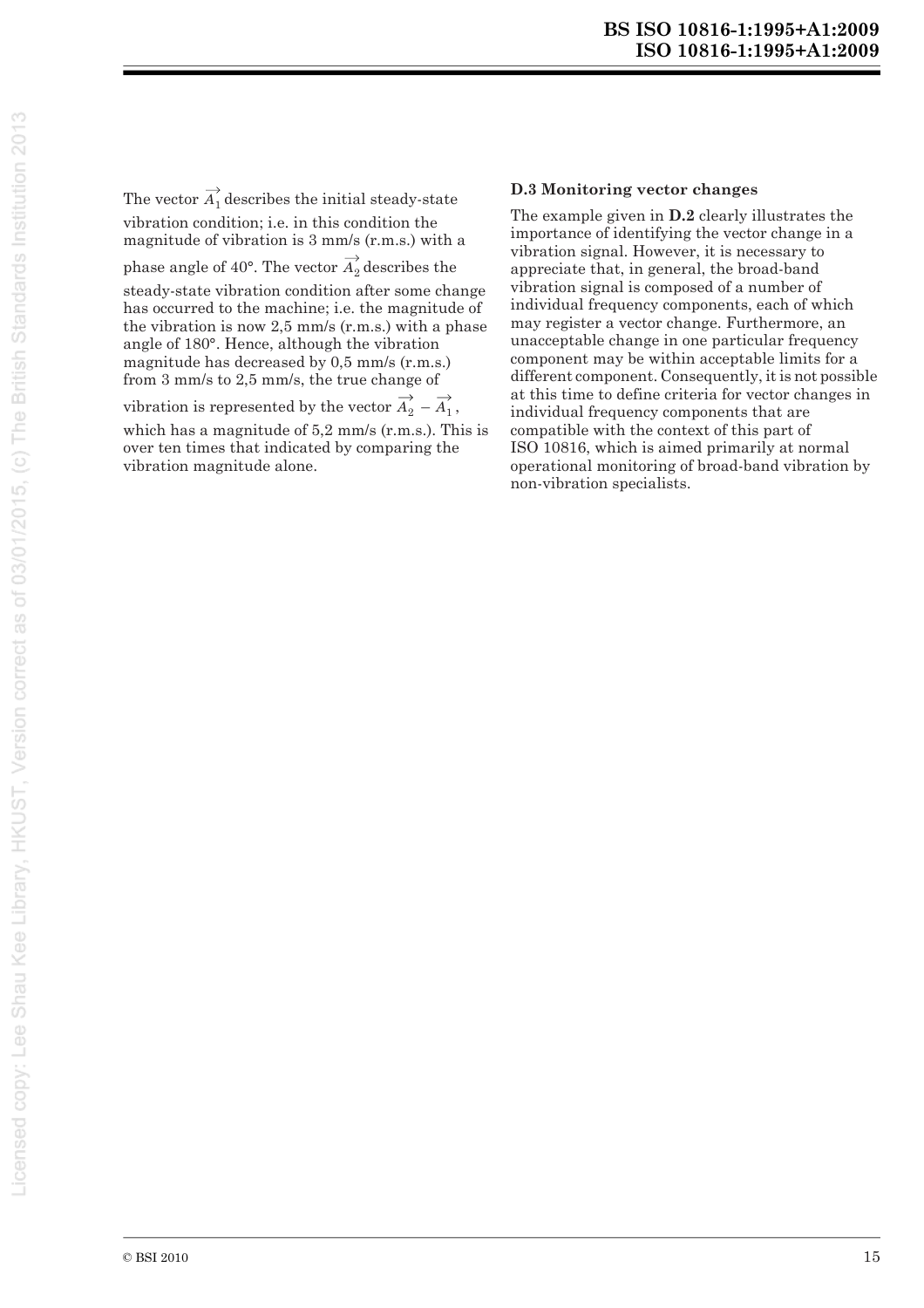The vector $\overrightarrow{A_1}$ describes the initial steady-state vibration condition; i.e. in this condition the magnitude of vibration is 3 mm/s (r.m.s.) with a phase angle of 40°. The vector $\overrightarrow{A_2}$ describes the steady-state vibration condition after some change has occurred to the machine; i.e. the magnitude of the vibration is now 2,5 mm/s (r.m.s.) with a phase angle of 180°. Hence, although the vibration magnitude has decreased by 0,5 mm/s (r.m.s.) from 3 mm/s to 2,5 mm/s, the true change of vibration is represented by the vector $\overrightarrow{A_2} - \overrightarrow{A_1}$, which has a magnitude of 5,2 mm/s (r.m.s.). This is over ten times that indicated by comparing the vibration magnitude alone.

### D.3 Monitoring vector changes

The example given in **D.2** clearly illustrates the importance of identifying the vector change in a vibration signal. However, it is necessary to appreciate that, in general, the broad-band vibration signal is composed of a number of individual frequency components, each of which may register a vector change. Furthermore, an unacceptable change in one particular frequency component may be within acceptable limits for a different component. Consequently, it is not possible at this time to define criteria for vector changes in individual frequency components that are compatible with the context of this part of ISO 10816, which is aimed primarily at normal operational monitoring of broad-band vibration by non-vibration specialists.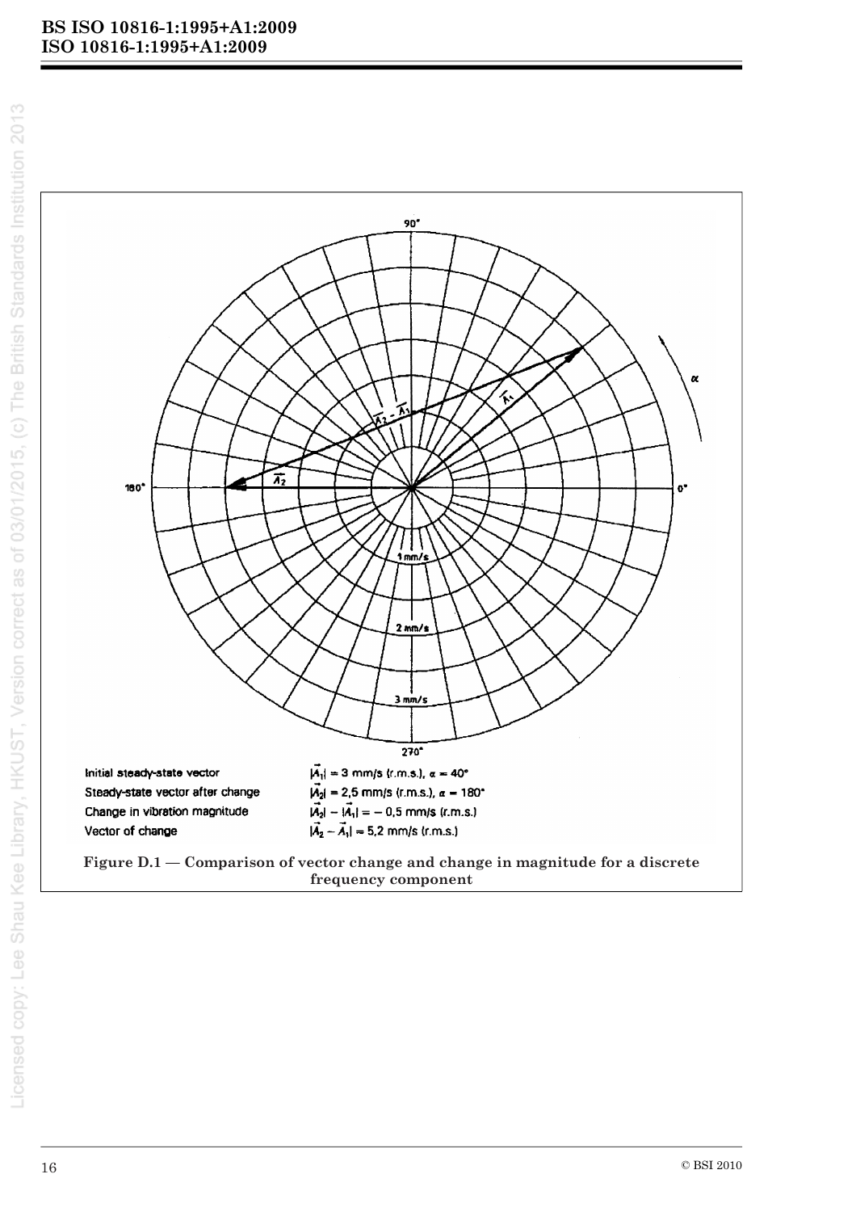Initial steady-state vector — $|\vec{A}_1| = 3$ mm/s (r.m.s.), $\alpha = 40°$

Steady-state vector after change — $|\vec{A}_2| = 2,5$ mm/s (r.m.s.), $\alpha = 180°$

Change in vibration magnitude — $|\vec{A}_2| - |\vec{A}_1| = -0,5$ mm/s (r.m.s.)

Vector of change — $|\vec{A}_2 - \vec{A}_1| = 5,2$ mm/s (r.m.s.)

**Figure D.1 — Comparison of vector change and change in magnitude for a discrete frequency component**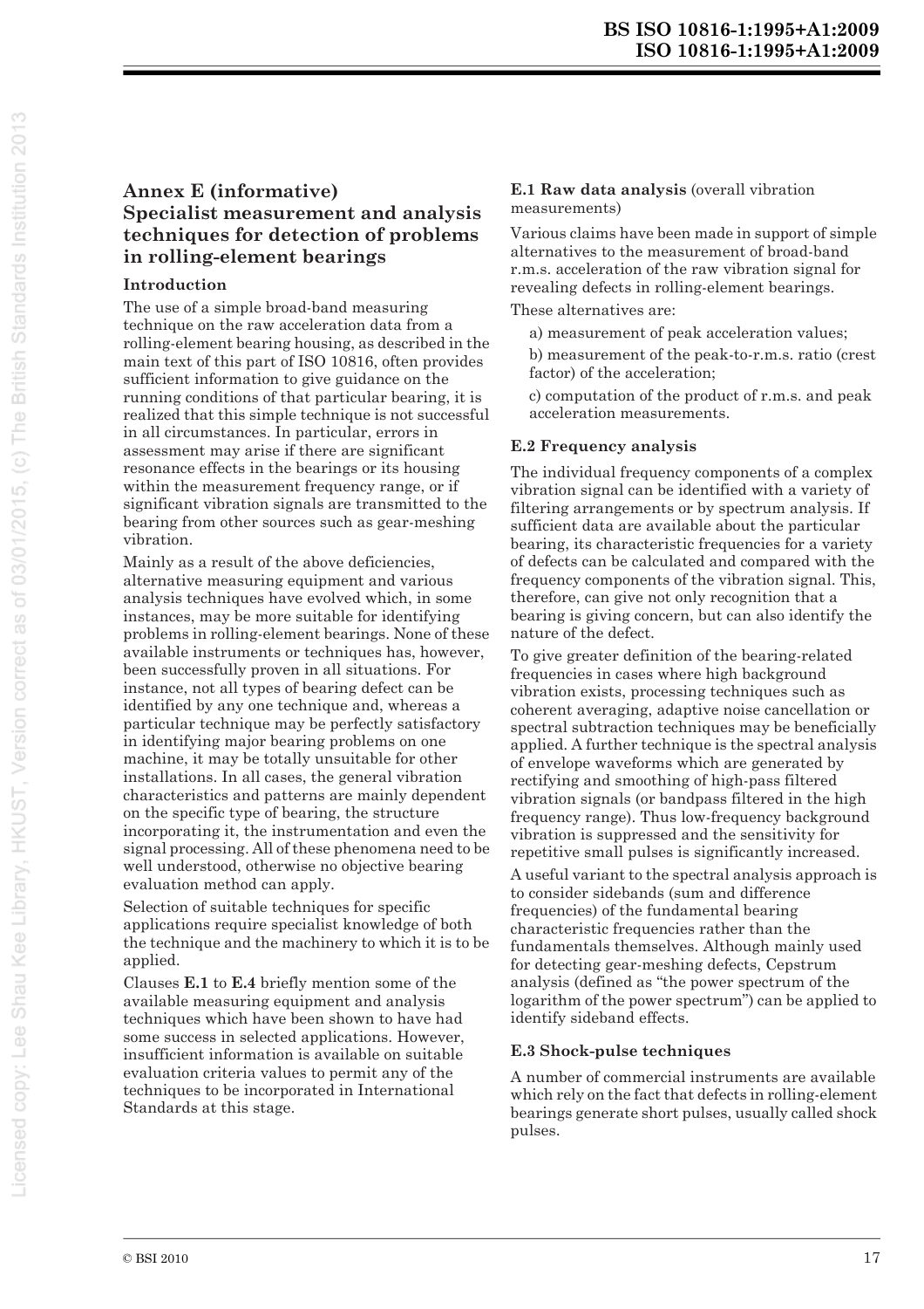## Annex E (informative) Specialist measurement and analysis techniques for detection of problems in rolling-element bearings

### Introduction

The use of a simple broad-band measuring technique on the raw acceleration data from a rolling-element bearing housing, as described in the main text of this part of ISO 10816, often provides sufficient information to give guidance on the running conditions of that particular bearing, it is realized that this simple technique is not successful in all circumstances. In particular, errors in assessment may arise if there are significant resonance effects in the bearings or its housing within the measurement frequency range, or if significant vibration signals are transmitted to the bearing from other sources such as gear-meshing vibration.

Mainly as a result of the above deficiencies, alternative measuring equipment and various analysis techniques have evolved which, in some instances, may be more suitable for identifying problems in rolling-element bearings. None of these available instruments or techniques has, however, been successfully proven in all situations. For instance, not all types of bearing defect can be identified by any one technique and, whereas a particular technique may be perfectly satisfactory in identifying major bearing problems on one machine, it may be totally unsuitable for other installations. In all cases, the general vibration characteristics and patterns are mainly dependent on the specific type of bearing, the structure incorporating it, the instrumentation and even the signal processing. All of these phenomena need to be well understood, otherwise no objective bearing evaluation method can apply.

Selection of suitable techniques for specific applications require specialist knowledge of both the technique and the machinery to which it is to be applied.

Clauses **E.1** to **E.4** briefly mention some of the available measuring equipment and analysis techniques which have been shown to have had some success in selected applications. However, insufficient information is available on suitable evaluation criteria values to permit any of the techniques to be incorporated in International Standards at this stage.

### E.1 Raw data analysis (overall vibration measurements)

Various claims have been made in support of simple alternatives to the measurement of broad-band r.m.s. acceleration of the raw vibration signal for revealing defects in rolling-element bearings.

These alternatives are:

a) measurement of peak acceleration values;

b) measurement of the peak-to-r.m.s. ratio (crest factor) of the acceleration;

c) computation of the product of r.m.s. and peak acceleration measurements.

### E.2 Frequency analysis

The individual frequency components of a complex vibration signal can be identified with a variety of filtering arrangements or by spectrum analysis. If sufficient data are available about the particular bearing, its characteristic frequencies for a variety of defects can be calculated and compared with the frequency components of the vibration signal. This, therefore, can give not only recognition that a bearing is giving concern, but can also identify the nature of the defect.

To give greater definition of the bearing-related frequencies in cases where high background vibration exists, processing techniques such as coherent averaging, adaptive noise cancellation or spectral subtraction techniques may be beneficially applied. A further technique is the spectral analysis of envelope waveforms which are generated by rectifying and smoothing of high-pass filtered vibration signals (or bandpass filtered in the high frequency range). Thus low-frequency background vibration is suppressed and the sensitivity for repetitive small pulses is significantly increased.

A useful variant to the spectral analysis approach is to consider sidebands (sum and difference frequencies) of the fundamental bearing characteristic frequencies rather than the fundamentals themselves. Although mainly used for detecting gear-meshing defects, Cepstrum analysis (defined as "the power spectrum of the logarithm of the power spectrum") can be applied to identify sideband effects.

### E.3 Shock-pulse techniques

A number of commercial instruments are available which rely on the fact that defects in rolling-element bearings generate short pulses, usually called shock pulses.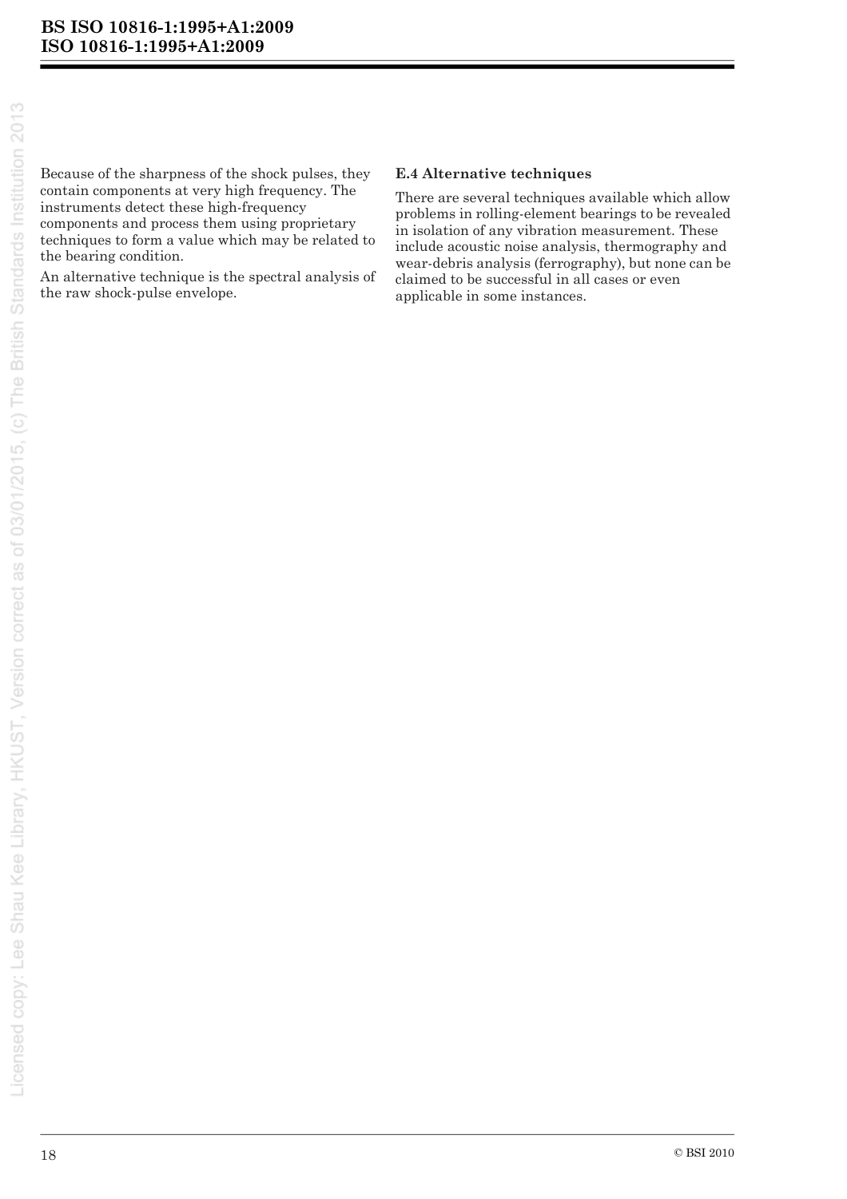Because of the sharpness of the shock pulses, they contain components at very high frequency. The instruments detect these high-frequency components and process them using proprietary techniques to form a value which may be related to the bearing condition.

An alternative technique is the spectral analysis of the raw shock-pulse envelope.

### E.4 Alternative techniques

There are several techniques available which allow problems in rolling-element bearings to be revealed in isolation of any vibration measurement. These include acoustic noise analysis, thermography and wear-debris analysis (ferrography), but none can be claimed to be successful in all cases or even applicable in some instances.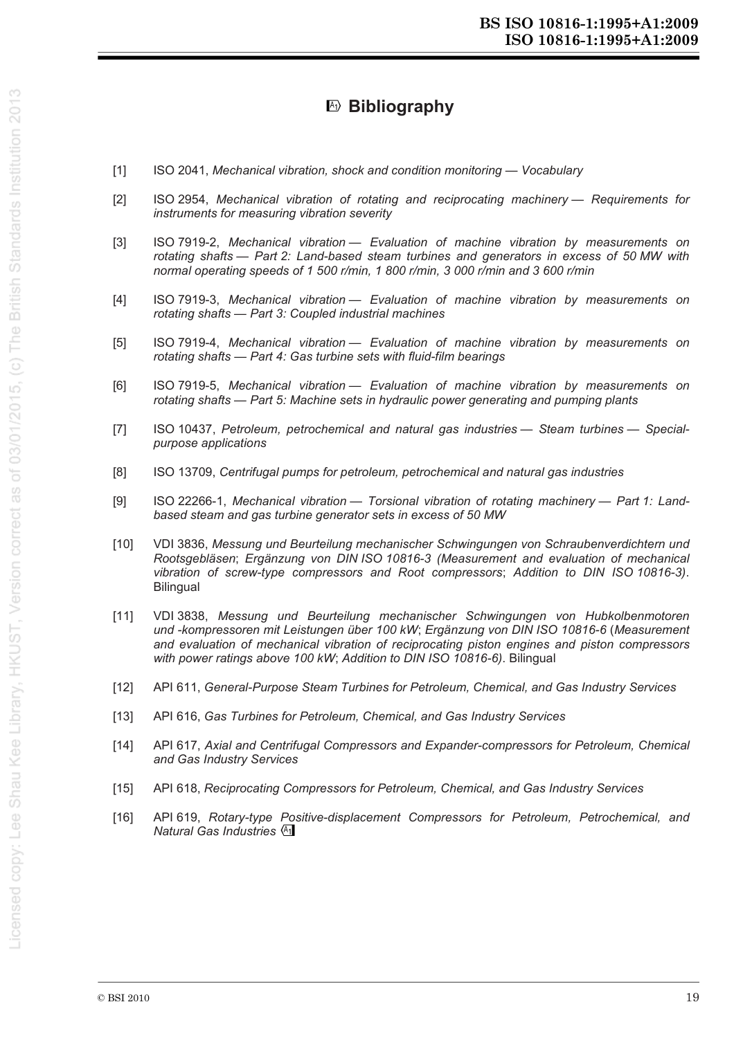# Bibliography

[1] ISO 2041, *Mechanical vibration, shock and condition monitoring — Vocabulary*

[2] ISO 2954, *Mechanical vibration of rotating and reciprocating machinery — Requirements for instruments for measuring vibration severity*

[3] ISO 7919-2, *Mechanical vibration — Evaluation of machine vibration by measurements on rotating shafts — Part 2: Land-based steam turbines and generators in excess of 50 MW with normal operating speeds of 1 500 r/min, 1 800 r/min, 3 000 r/min and 3 600 r/min*

[4] ISO 7919-3, *Mechanical vibration — Evaluation of machine vibration by measurements on rotating shafts — Part 3: Coupled industrial machines*

[5] ISO 7919-4, *Mechanical vibration — Evaluation of machine vibration by measurements on rotating shafts — Part 4: Gas turbine sets with fluid-film bearings*

[6] ISO 7919-5, *Mechanical vibration — Evaluation of machine vibration by measurements on rotating shafts — Part 5: Machine sets in hydraulic power generating and pumping plants*

[7] ISO 10437, *Petroleum, petrochemical and natural gas industries — Steam turbines — Special-purpose applications*

[8] ISO 13709, *Centrifugal pumps for petroleum, petrochemical and natural gas industries*

[9] ISO 22266-1, *Mechanical vibration — Torsional vibration of rotating machinery — Part 1: Land-based steam and gas turbine generator sets in excess of 50 MW*

[10] VDI 3836, *Messung und Beurteilung mechanischer Schwingungen von Schraubenverdichtern und Rootsgebläsen*; *Ergänzung von DIN ISO 10816-3 (Measurement and evaluation of mechanical vibration of screw-type compressors and Root compressors*; *Addition to DIN ISO 10816-3)*. Bilingual

[11] VDI 3838, *Messung und Beurteilung mechanischer Schwingungen von Hubkolbenmotoren und -kompressoren mit Leistungen über 100 kW*; *Ergänzung von DIN ISO 10816-6* (*Measurement and evaluation of mechanical vibration of reciprocating piston engines and piston compressors with power ratings above 100 kW*; *Addition to DIN ISO 10816-6)*. Bilingual

[12] API 611, *General-Purpose Steam Turbines for Petroleum, Chemical, and Gas Industry Services*

[13] API 616, *Gas Turbines for Petroleum, Chemical, and Gas Industry Services*

[14] API 617, *Axial and Centrifugal Compressors and Expander-compressors for Petroleum, Chemical and Gas Industry Services*

[15] API 618, *Reciprocating Compressors for Petroleum, Chemical, and Gas Industry Services*

[16] API 619, *Rotary-type Positive-displacement Compressors for Petroleum, Petrochemical, and Natural Gas Industries*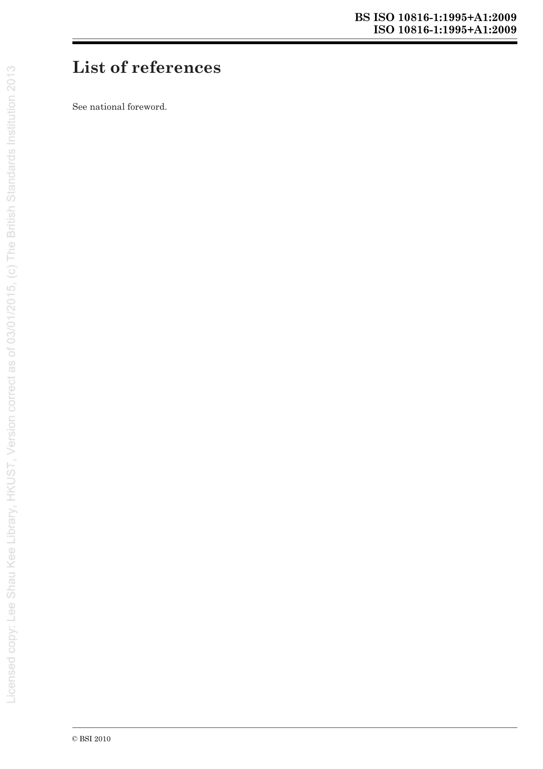# List of references

See national foreword.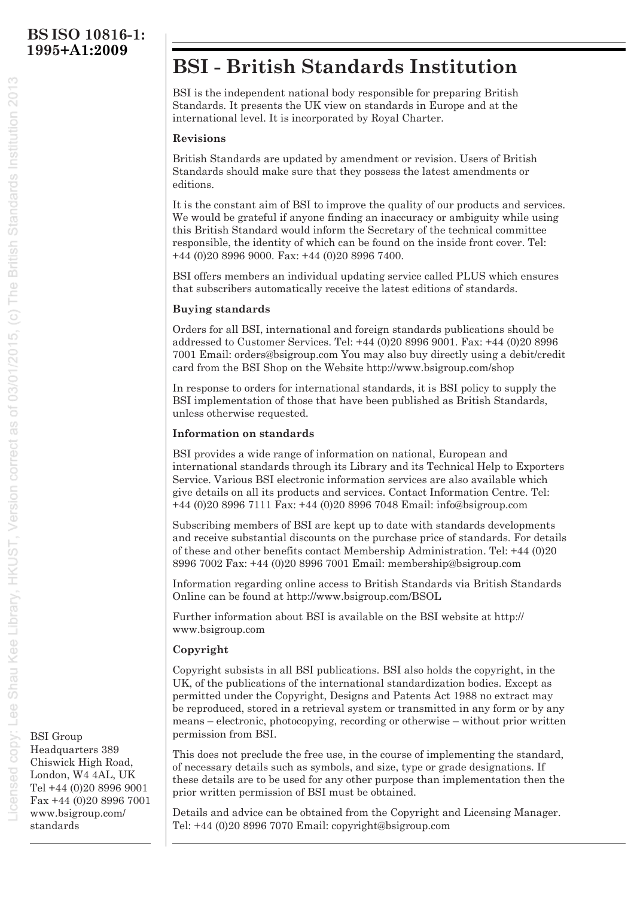# BSI - British Standards Institution

BSI is the independent national body responsible for preparing British Standards. It presents the UK view on standards in Europe and at the international level. It is incorporated by Royal Charter.

**Revisions**

British Standards are updated by amendment or revision. Users of British Standards should make sure that they possess the latest amendments or editions.

It is the constant aim of BSI to improve the quality of our products and services. We would be grateful if anyone finding an inaccuracy or ambiguity while using this British Standard would inform the Secretary of the technical committee responsible, the identity of which can be found on the inside front cover. Tel: +44 (0)20 8996 9000. Fax: +44 (0)20 8996 7400.

BSI offers members an individual updating service called PLUS which ensures that subscribers automatically receive the latest editions of standards.

**Buying standards**

Orders for all BSI, international and foreign standards publications should be addressed to Customer Services. Tel: +44 (0)20 8996 9001. Fax: +44 (0)20 8996 7001 Email: orders@bsigroup.com You may also buy directly using a debit/credit card from the BSI Shop on the Website http://www.bsigroup.com/shop

In response to orders for international standards, it is BSI policy to supply the BSI implementation of those that have been published as British Standards, unless otherwise requested.

**Information on standards**

BSI provides a wide range of information on national, European and international standards through its Library and its Technical Help to Exporters Service. Various BSI electronic information services are also available which give details on all its products and services. Contact Information Centre. Tel: +44 (0)20 8996 7111 Fax: +44 (0)20 8996 7048 Email: info@bsigroup.com

Subscribing members of BSI are kept up to date with standards developments and receive substantial discounts on the purchase price of standards. For details of these and other benefits contact Membership Administration. Tel: +44 (0)20 8996 7002 Fax: +44 (0)20 8996 7001 Email: membership@bsigroup.com

Information regarding online access to British Standards via British Standards Online can be found at http://www.bsigroup.com/BSOL

Further information about BSI is available on the BSI website at http://www.bsigroup.com

**Copyright**

Copyright subsists in all BSI publications. BSI also holds the copyright, in the UK, of the publications of the international standardization bodies. Except as permitted under the Copyright, Designs and Patents Act 1988 no extract may be reproduced, stored in a retrieval system or transmitted in any form or by any means – electronic, photocopying, recording or otherwise – without prior written permission from BSI.

This does not preclude the free use, in the course of implementing the standard, of necessary details such as symbols, and size, type or grade designations. If these details are to be used for any other purpose than implementation then the prior written permission of BSI must be obtained.

Details and advice can be obtained from the Copyright and Licensing Manager. Tel: +44 (0)20 8996 7070 Email: copyright@bsigroup.com

BSI Group Headquarters 389 Chiswick High Road, London, W4 4AL, UK
Tel +44 (0)20 8996 9001
Fax +44 (0)20 8996 7001
www.bsigroup.com/standards